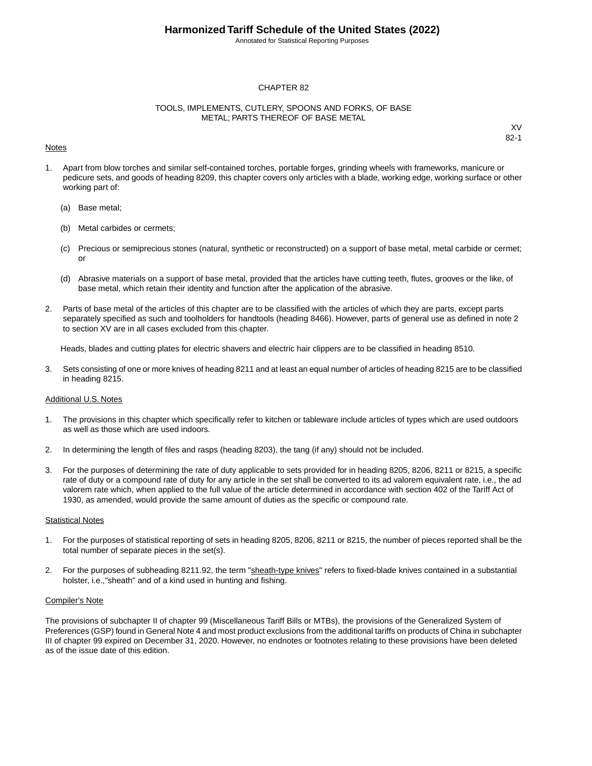# CHAPTER 82

## TOOLS, IMPLEMENTS, CUTLERY, SPOONS AND FORKS, OF BASE METAL; PARTS THEREOF OF BASE METAL

XV
82-1

Notes

1. Apart from blow torches and similar self-contained torches, portable forges, grinding wheels with frameworks, manicure or pedicure sets, and goods of heading 8209, this chapter covers only articles with a blade, working edge, working surface or other working part of:

   (a) Base metal;

   (b) Metal carbides or cermets;

   (c) Precious or semiprecious stones (natural, synthetic or reconstructed) on a support of base metal, metal carbide or cermet; or

   (d) Abrasive materials on a support of base metal, provided that the articles have cutting teeth, flutes, grooves or the like, of base metal, which retain their identity and function after the application of the abrasive.

2. Parts of base metal of the articles of this chapter are to be classified with the articles of which they are parts, except parts separately specified as such and toolholders for handtools (heading 8466). However, parts of general use as defined in note 2 to section XV are in all cases excluded from this chapter.

   Heads, blades and cutting plates for electric shavers and electric hair clippers are to be classified in heading 8510.

3. Sets consisting of one or more knives of heading 8211 and at least an equal number of articles of heading 8215 are to be classified in heading 8215.

Additional U.S. Notes

1. The provisions in this chapter which specifically refer to kitchen or tableware include articles of types which are used outdoors as well as those which are used indoors.

2. In determining the length of files and rasps (heading 8203), the tang (if any) should not be included.

3. For the purposes of determining the rate of duty applicable to sets provided for in heading 8205, 8206, 8211 or 8215, a specific rate of duty or a compound rate of duty for any article in the set shall be converted to its ad valorem equivalent rate, i.e., the ad valorem rate which, when applied to the full value of the article determined in accordance with section 402 of the Tariff Act of 1930, as amended, would provide the same amount of duties as the specific or compound rate.

Statistical Notes

1. For the purposes of statistical reporting of sets in heading 8205, 8206, 8211 or 8215, the number of pieces reported shall be the total number of separate pieces in the set(s).

2. For the purposes of subheading 8211.92, the term "sheath-type knives" refers to fixed-blade knives contained in a substantial holster, i.e.,"sheath" and of a kind used in hunting and fishing.

Compiler's Note

The provisions of subchapter II of chapter 99 (Miscellaneous Tariff Bills or MTBs), the provisions of the Generalized System of Preferences (GSP) found in General Note 4 and most product exclusions from the additional tariffs on products of China in subchapter III of chapter 99 expired on December 31, 2020. However, no endnotes or footnotes relating to these provisions have been deleted as of the issue date of this edition.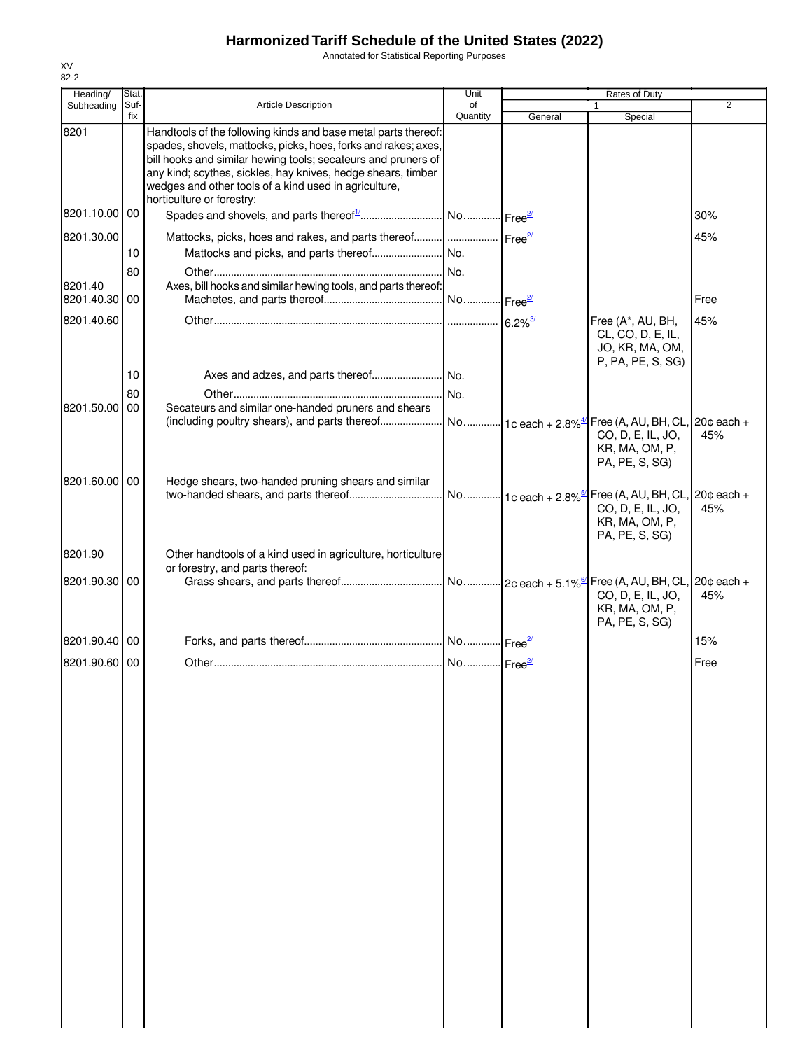# Harmonized Tariff Schedule of the United States (2022)

Annotated for Statistical Reporting Purposes

XV
82-2

| Heading/ Subheading | Stat. Suf- fix | Article Description | Unit of Quantity | Rates of Duty 1 General | Rates of Duty 1 Special | Rates of Duty 2 |
|---|---|---|---|---|---|---|
| 8201 | | Handtools of the following kinds and base metal parts thereof: spades, shovels, mattocks, picks, hoes, forks and rakes; axes, bill hooks and similar hewing tools; secateurs and pruners of any kind; scythes, sickles, hay knives, hedge shears, timber wedges and other tools of a kind used in agriculture, horticulture or forestry: | | | | |
| 8201.10.00 | 00 | Spades and shovels, and parts thereof[1/] | No. | Free[2/] | | 30% |
| 8201.30.00 | | Mattocks, picks, hoes and rakes, and parts thereof | | Free[2/] | | 45% |
| | 10 | Mattocks and picks, and parts thereof | No. | | | |
| | 80 | Other | No. | | | |
| 8201.40 | | Axes, bill hooks and similar hewing tools, and parts thereof: | | | | |
| 8201.40.30 | 00 | Machetes, and parts thereof | No. | Free[2/] | | Free |
| 8201.40.60 | | Other | | 6.2%[3/] | Free (A*, AU, BH, CL, CO, D, E, IL, JO, KR, MA, OM, P, PA, PE, S, SG) | 45% |
| | 10 | Axes and adzes, and parts thereof | No. | | | |
| | 80 | Other | No. | | | |
| 8201.50.00 | 00 | Secateurs and similar one-handed pruners and shears (including poultry shears), and parts thereof | No. | 1¢ each + 2.8%[4/] | Free (A, AU, BH, CL, CO, D, E, IL, JO, KR, MA, OM, P, PA, PE, S, SG) | 20¢ each + 45% |
| 8201.60.00 | 00 | Hedge shears, two-handed pruning shears and similar two-handed shears, and parts thereof | No. | 1¢ each + 2.8%[5/] | Free (A, AU, BH, CL, CO, D, E, IL, JO, KR, MA, OM, P, PA, PE, S, SG) | 20¢ each + 45% |
| 8201.90 | | Other handtools of a kind used in agriculture, horticulture or forestry, and parts thereof: | | | | |
| 8201.90.30 | 00 | Grass shears, and parts thereof | No. | 2¢ each + 5.1%[6/] | Free (A, AU, BH, CL, CO, D, E, IL, JO, KR, MA, OM, P, PA, PE, S, SG) | 20¢ each + 45% |
| 8201.90.40 | 00 | Forks, and parts thereof | No. | Free[2/] | | 15% |
| 8201.90.60 | 00 | Other | No. | Free[2/] | | Free |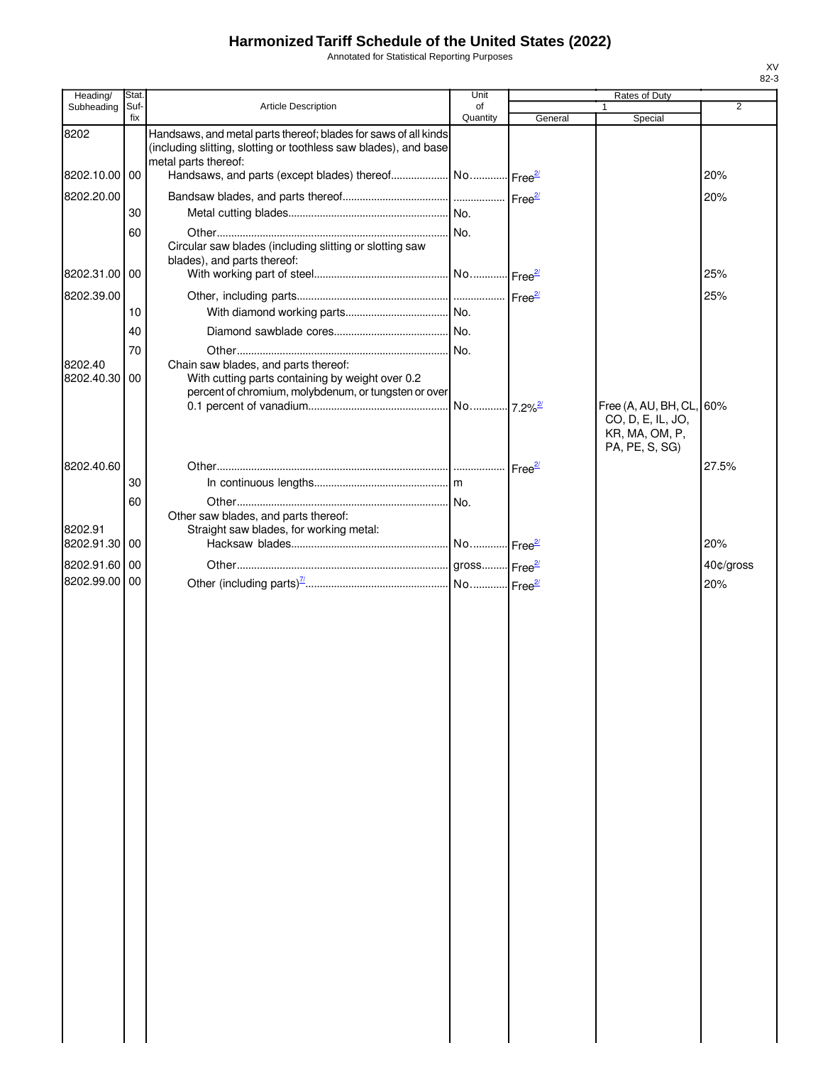# Harmonized Tariff Schedule of the United States (2022)

Annotated for Statistical Reporting Purposes

XV
82-3

| Heading/ Subheading | Stat. Suf- fix | Article Description | Unit of Quantity | Rates of Duty 1 General | Special | 2 |
|---|---|---|---|---|---|---|
| 8202 | | Handsaws, and metal parts thereof; blades for saws of all kinds (including slitting, slotting or toothless saw blades), and base metal parts thereof: | | | | |
| 8202.10.00 | 00 | Handsaws, and parts (except blades) thereof | No. | Free[2/] | | 20% |
| 8202.20.00 | | Bandsaw blades, and parts thereof | | Free[2/] | | 20% |
| | 30 | Metal cutting blades | No. | | | |
| | 60 | Other | No. | | | |
| | | Circular saw blades (including slitting or slotting saw blades), and parts thereof: | | | | |
| 8202.31.00 | 00 | With working part of steel | No. | Free[2/] | | 25% |
| 8202.39.00 | | Other, including parts | | Free[2/] | | 25% |
| | 10 | With diamond working parts | No. | | | |
| | 40 | Diamond sawblade cores | No. | | | |
| | 70 | Other | No. | | | |
| 8202.40 | | Chain saw blades, and parts thereof: | | | | |
| 8202.40.30 | 00 | With cutting parts containing by weight over 0.2 percent of chromium, molybdenum, or tungsten or over 0.1 percent of vanadium | No. | 7.2%[2/] | Free (A, AU, BH, CL, CO, D, E, IL, JO, KR, MA, OM, P, PA, PE, S, SG) | 60% |
| 8202.40.60 | | Other | | Free[2/] | | 27.5% |
| | 30 | In continuous lengths | m | | | |
| | 60 | Other | No. | | | |
| | | Other saw blades, and parts thereof: | | | | |
| 8202.91 | | Straight saw blades, for working metal: | | | | |
| 8202.91.30 | 00 | Hacksaw blades | No. | Free[2/] | | 20% |
| 8202.91.60 | 00 | Other | gross | Free[2/] | | 40¢/gross |
| 8202.99.00 | 00 | Other (including parts)[7/] | No. | Free[2/] | | 20% |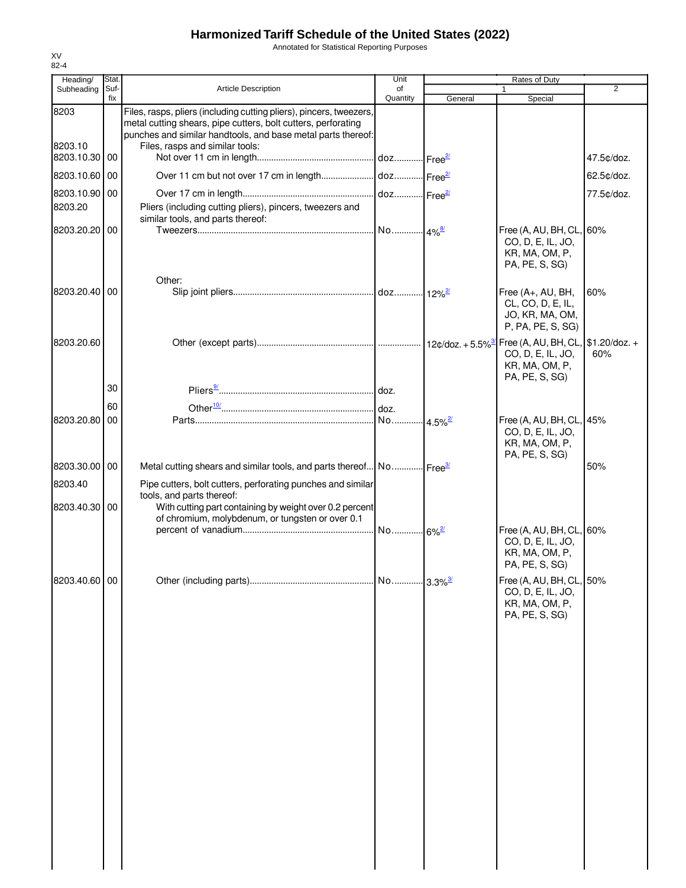# Harmonized Tariff Schedule of the United States (2022)

Annotated for Statistical Reporting Purposes

XV
82-4

| Heading/ Subheading | Stat. Suf- fix | Article Description | Unit of Quantity | Rates of Duty 1 General | Special | 2 |
|---|---|---|---|---|---|---|
| 8203 | | Files, rasps, pliers (including cutting pliers), pincers, tweezers, metal cutting shears, pipe cutters, bolt cutters, perforating punches and similar handtools, and base metal parts thereof: | | | | |
| 8203.10 | | Files, rasps and similar tools: | | | | |
| 8203.10.30 | 00 | Not over 11 cm in length | doz | Free[2/] | | 47.5¢/doz. |
| 8203.10.60 | 00 | Over 11 cm but not over 17 cm in length | doz | Free[2/] | | 62.5¢/doz. |
| 8203.10.90 | 00 | Over 17 cm in length | doz | Free[2/] | | 77.5¢/doz. |
| 8203.20 | | Pliers (including cutting pliers), pincers, tweezers and similar tools, and parts thereof: | | | | |
| 8203.20.20 | 00 | Tweezers | No. | 4%[8/] | Free (A, AU, BH, CL, CO, D, E, IL, JO, KR, MA, OM, P, PA, PE, S, SG) | 60% |
| | | Other: | | | | |
| 8203.20.40 | 00 | Slip joint pliers | doz | 12%[2/] | Free (A+, AU, BH, CL, CO, D, E, IL, JO, KR, MA, OM, P, PA, PE, S, SG) | 60% |
| 8203.20.60 | | Other (except parts) | | 12¢/doz. + 5.5%[3/] | Free (A, AU, BH, CL, CO, D, E, IL, JO, KR, MA, OM, P, PA, PE, S, SG) | $1.20/doz. + 60% |
| | 30 | Pliers[9/] | doz. | | | |
| | 60 | Other[10/] | doz. | | | |
| 8203.20.80 | 00 | Parts | No. | 4.5%[2/] | Free (A, AU, BH, CL, CO, D, E, IL, JO, KR, MA, OM, P, PA, PE, S, SG) | 45% |
| 8203.30.00 | 00 | Metal cutting shears and similar tools, and parts thereof | No. | Free[3/] | | 50% |
| 8203.40 | | Pipe cutters, bolt cutters, perforating punches and similar tools, and parts thereof: | | | | |
| 8203.40.30 | 00 | With cutting part containing by weight over 0.2 percent of chromium, molybdenum, or tungsten or over 0.1 percent of vanadium | No. | 6%[2/] | Free (A, AU, BH, CL, CO, D, E, IL, JO, KR, MA, OM, P, PA, PE, S, SG) | 60% |
| 8203.40.60 | 00 | Other (including parts) | No. | 3.3%[3/] | Free (A, AU, BH, CL, CO, D, E, IL, JO, KR, MA, OM, P, PA, PE, S, SG) | 50% |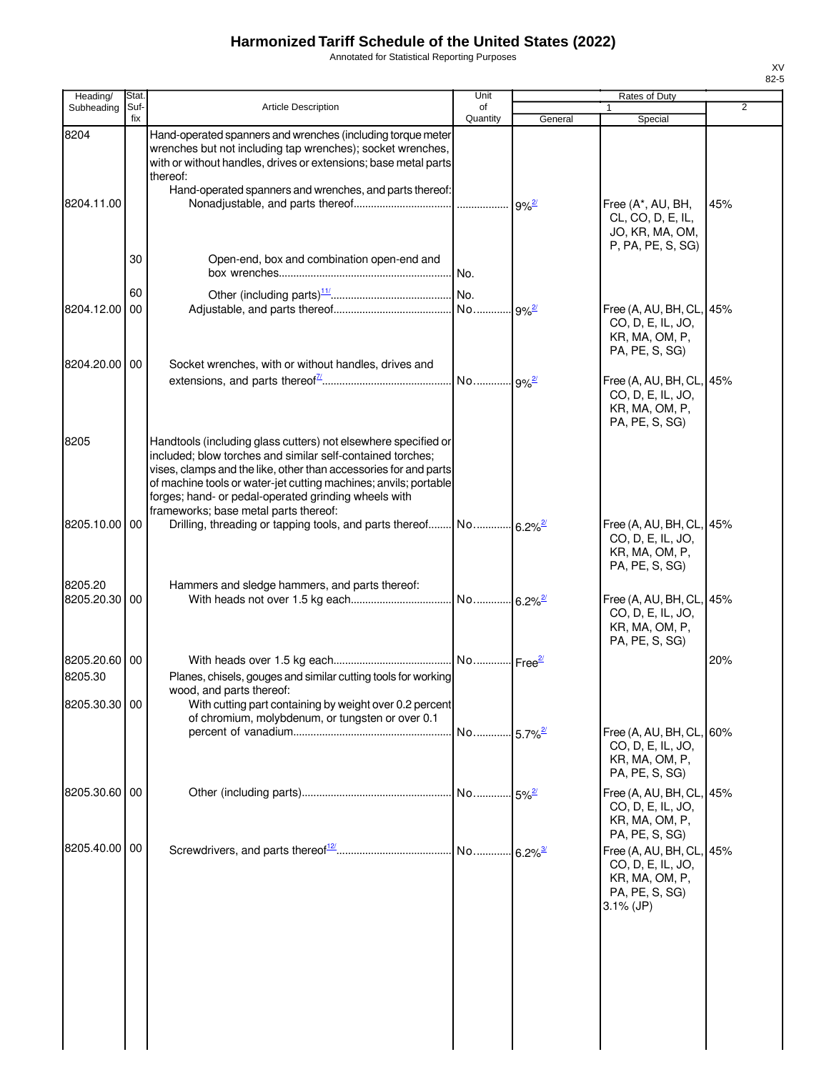# Harmonized Tariff Schedule of the United States (2022)

Annotated for Statistical Reporting Purposes

XV
82-5

| Heading/ Subheading | Stat. Suf- fix | Article Description | Unit of Quantity | Rates of Duty 1 General | Special | 2 |
|---|---|---|---|---|---|---|
| 8204 | | Hand-operated spanners and wrenches (including torque meter wrenches but not including tap wrenches); socket wrenches, with or without handles, drives or extensions; base metal parts thereof: | | | | |
| | | Hand-operated spanners and wrenches, and parts thereof: | | | | |
| 8204.11.00 | | Nonadjustable, and parts thereof | | 9%[2/] | Free (A*, AU, BH, CL, CO, D, E, IL, JO, KR, MA, OM, P, PA, PE, S, SG) | 45% |
| | 30 | Open-end, box and combination open-end and box wrenches | No. | | | |
| | 60 | Other (including parts)[11/] | No. | | | |
| 8204.12.00 | 00 | Adjustable, and parts thereof | No. | 9%[2/] | Free (A, AU, BH, CL, CO, D, E, IL, JO, KR, MA, OM, P, PA, PE, S, SG) | 45% |
| 8204.20.00 | 00 | Socket wrenches, with or without handles, drives and extensions, and parts thereof[7/] | No. | 9%[2/] | Free (A, AU, BH, CL, CO, D, E, IL, JO, KR, MA, OM, P, PA, PE, S, SG) | 45% |
| 8205 | | Handtools (including glass cutters) not elsewhere specified or included; blow torches and similar self-contained torches; vises, clamps and the like, other than accessories for and parts of machine tools or water-jet cutting machines; anvils; portable forges; hand- or pedal-operated grinding wheels with frameworks; base metal parts thereof: | | | | |
| 8205.10.00 | 00 | Drilling, threading or tapping tools, and parts thereof | No. | 6.2%[2/] | Free (A, AU, BH, CL, CO, D, E, IL, JO, KR, MA, OM, P, PA, PE, S, SG) | 45% |
| 8205.20 | | Hammers and sledge hammers, and parts thereof: | | | | |
| 8205.20.30 | 00 | With heads not over 1.5 kg each | No. | 6.2%[2/] | Free (A, AU, BH, CL, CO, D, E, IL, JO, KR, MA, OM, P, PA, PE, S, SG) | 45% |
| 8205.20.60 | 00 | With heads over 1.5 kg each | No. | Free[2/] | | 20% |
| 8205.30 | | Planes, chisels, gouges and similar cutting tools for working wood, and parts thereof: | | | | |
| 8205.30.30 | 00 | With cutting part containing by weight over 0.2 percent of chromium, molybdenum, or tungsten or over 0.1 percent of vanadium | No. | 5.7%[2/] | Free (A, AU, BH, CL, CO, D, E, IL, JO, KR, MA, OM, P, PA, PE, S, SG) | 60% |
| 8205.30.60 | 00 | Other (including parts) | No. | 5%[2/] | Free (A, AU, BH, CL, CO, D, E, IL, JO, KR, MA, OM, P, PA, PE, S, SG) | 45% |
| 8205.40.00 | 00 | Screwdrivers, and parts thereof[12/] | No. | 6.2%[3/] | Free (A, AU, BH, CL, CO, D, E, IL, JO, KR, MA, OM, P, PA, PE, S, SG) 3.1% (JP) | 45% |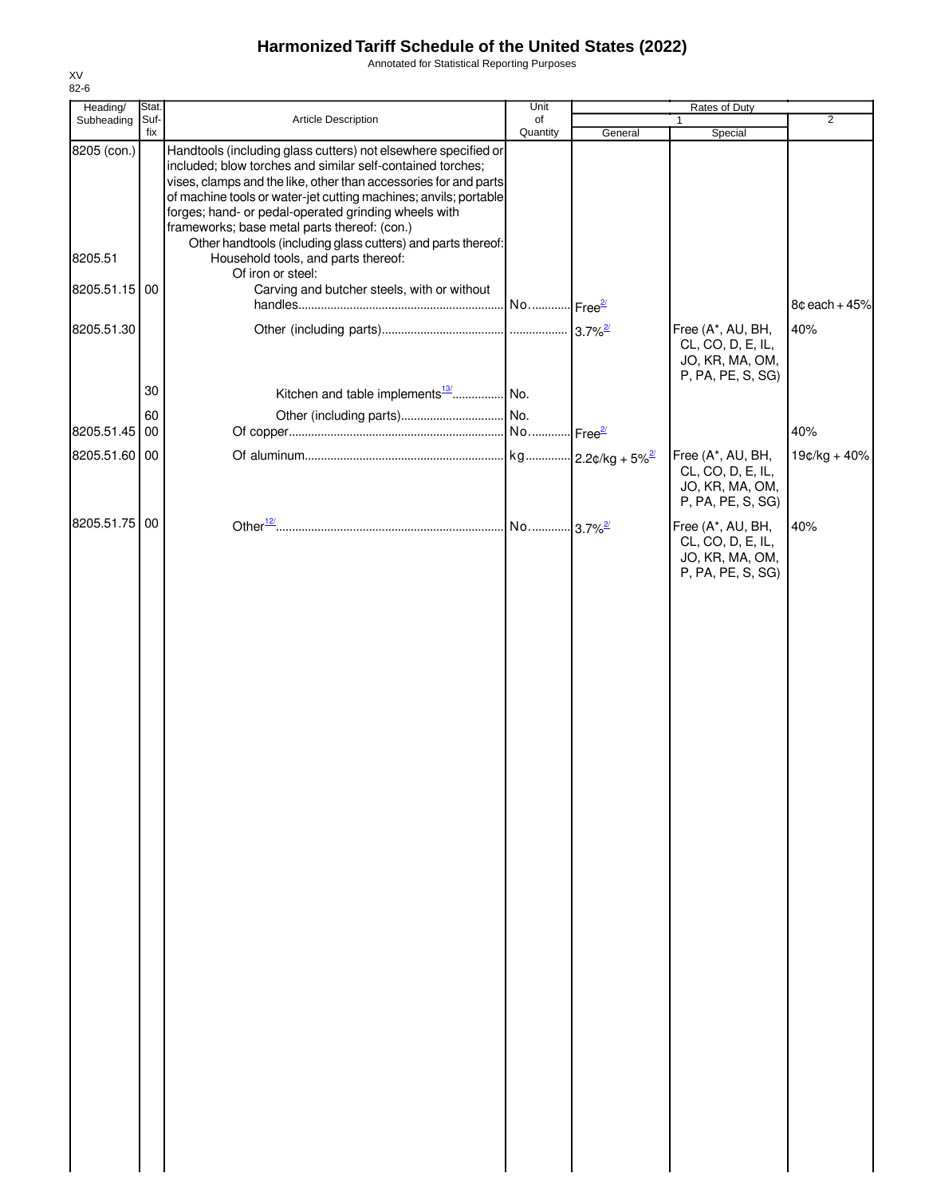# Harmonized Tariff Schedule of the United States (2022)

Annotated for Statistical Reporting Purposes

XV
82-6

| Heading/ Subheading | Stat. Suf- fix | Article Description | Unit of Quantity | Rates of Duty 1 General | Special | 2 |
|---|---|---|---|---|---|---|
| 8205 (con.) | | Handtools (including glass cutters) not elsewhere specified or included; blow torches and similar self-contained torches; vises, clamps and the like, other than accessories for and parts of machine tools or water-jet cutting machines; anvils; portable forges; hand- or pedal-operated grinding wheels with frameworks; base metal parts thereof: (con.) | | | | |
| | | Other handtools (including glass cutters) and parts thereof: | | | | |
| 8205.51 | | Household tools, and parts thereof: | | | | |
| | | Of iron or steel: | | | | |
| 8205.51.15 | 00 | Carving and butcher steels, with or without handles | No. | Free[2/] | | 8¢ each + 45% |
| 8205.51.30 | | Other (including parts) | | 3.7%[2/] | Free (A*, AU, BH, CL, CO, D, E, IL, JO, KR, MA, OM, P, PA, PE, S, SG) | 40% |
| | 30 | Kitchen and table implements[13/] | No. | | | |
| | 60 | Other (including parts) | No. | | | |
| 8205.51.45 | 00 | Of copper | No. | Free[2/] | | 40% |
| 8205.51.60 | 00 | Of aluminum | kg | 2.2¢/kg + 5%[2/] | Free (A*, AU, BH, CL, CO, D, E, IL, JO, KR, MA, OM, P, PA, PE, S, SG) | 19¢/kg + 40% |
| 8205.51.75 | 00 | Other[12/] | No. | 3.7%[2/] | Free (A*, AU, BH, CL, CO, D, E, IL, JO, KR, MA, OM, P, PA, PE, S, SG) | 40% |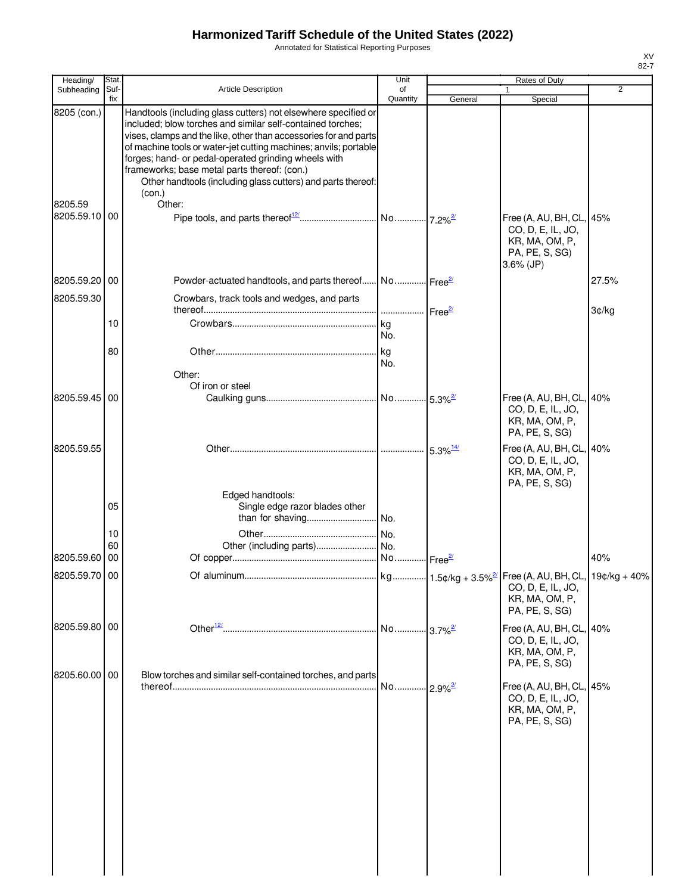# Harmonized Tariff Schedule of the United States (2022)

Annotated for Statistical Reporting Purposes

XV
82-7

| Heading/ Subheading | Stat. Suf- fix | Article Description | Unit of Quantity | Rates of Duty 1 General | Special | 2 |
|---|---|---|---|---|---|---|
| 8205 (con.) | | Handtools (including glass cutters) not elsewhere specified or included; blow torches and similar self-contained torches; vises, clamps and the like, other than accessories for and parts of machine tools or water-jet cutting machines; anvils; portable forges; hand- or pedal-operated grinding wheels with frameworks; base metal parts thereof: (con.) | | | | |
| | | Other handtools (including glass cutters) and parts thereof: (con.) | | | | |
| 8205.59 | | Other: | | | | |
| 8205.59.10 | 00 | Pipe tools, and parts thereof[12/] | No. | 7.2%[2/] | Free (A, AU, BH, CL, CO, D, E, IL, JO, KR, MA, OM, P, PA, PE, S, SG) 3.6% (JP) | 45% |
| 8205.59.20 | 00 | Powder-actuated handtools, and parts thereof | No. | Free[2/] | | 27.5% |
| 8205.59.30 | | Crowbars, track tools and wedges, and parts thereof | | Free[2/] | | 3¢/kg |
| | 10 | Crowbars | kg No. | | | |
| | 80 | Other | kg No. | | | |
| | | Other: | | | | |
| | | Of iron or steel | | | | |
| 8205.59.45 | 00 | Caulking guns | No. | 5.3%[2/] | Free (A, AU, BH, CL, CO, D, E, IL, JO, KR, MA, OM, P, PA, PE, S, SG) | 40% |
| 8205.59.55 | | Other | | 5.3%[14/] | Free (A, AU, BH, CL, CO, D, E, IL, JO, KR, MA, OM, P, PA, PE, S, SG) | 40% |
| | | Edged handtools: | | | | |
| | 05 | Single edge razor blades other than for shaving | No. | | | |
| | 10 | Other | No. | | | |
| | 60 | Other (including parts) | No. | | | |
| 8205.59.60 | 00 | Of copper | No. | Free[2/] | | 40% |
| 8205.59.70 | 00 | Of aluminum | kg | 1.5¢/kg + 3.5%[2/] | Free (A, AU, BH, CL, CO, D, E, IL, JO, KR, MA, OM, P, PA, PE, S, SG) | 19¢/kg + 40% |
| 8205.59.80 | 00 | Other[12/] | No. | 3.7%[2/] | Free (A, AU, BH, CL, CO, D, E, IL, JO, KR, MA, OM, P, PA, PE, S, SG) | 40% |
| 8205.60.00 | 00 | Blow torches and similar self-contained torches, and parts thereof | No. | 2.9%[2/] | Free (A, AU, BH, CL, CO, D, E, IL, JO, KR, MA, OM, P, PA, PE, S, SG) | 45% |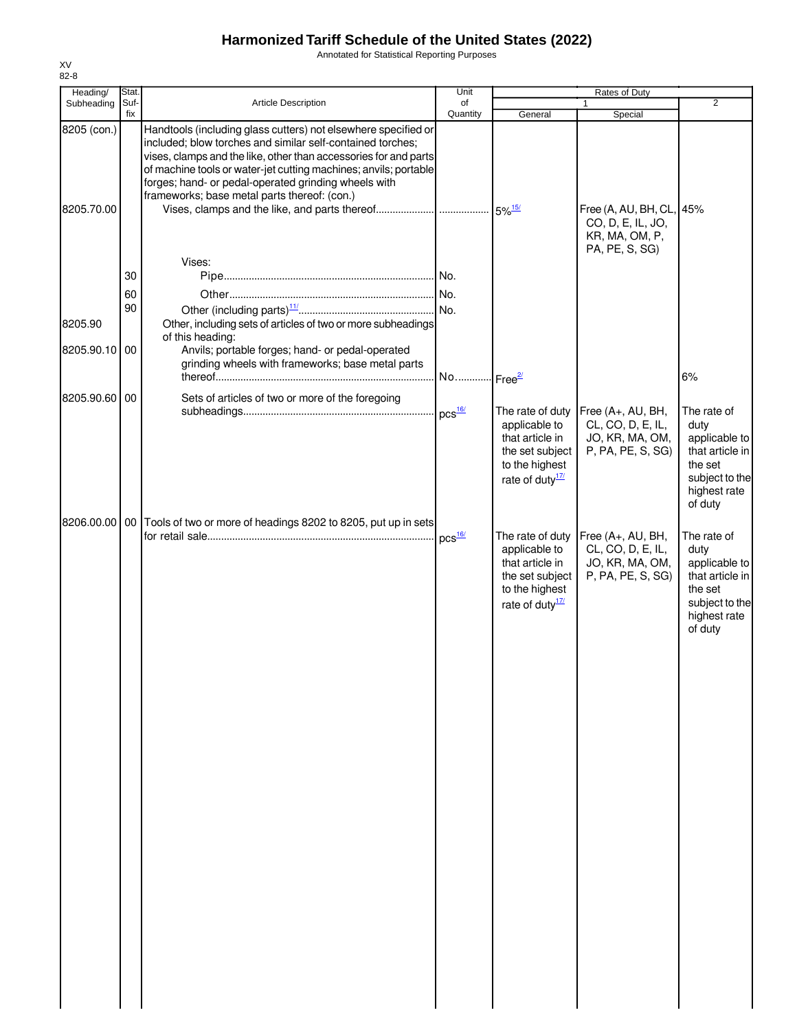# Harmonized Tariff Schedule of the United States (2022)

Annotated for Statistical Reporting Purposes

XV
82-8

| Heading/ Subheading | Stat. Suf- fix | Article Description | Unit of Quantity | Rates of Duty 1 General | Rates of Duty 1 Special | 2 |
|---|---|---|---|---|---|---|
| 8205 (con.) | | Handtools (including glass cutters) not elsewhere specified or included; blow torches and similar self-contained torches; vises, clamps and the like, other than accessories for and parts of machine tools or water-jet cutting machines; anvils; portable forges; hand- or pedal-operated grinding wheels with frameworks; base metal parts thereof: (con.) | | | | |
| 8205.70.00 | | Vises, clamps and the like, and parts thereof | | 5%[15/] | Free (A, AU, BH, CL, CO, D, E, IL, JO, KR, MA, OM, P, PA, PE, S, SG) | 45% |
| | | Vises: | | | | |
| | 30 | Pipe | No. | | | |
| | 60 | Other | No. | | | |
| | 90 | Other (including parts)[11/] | No. | | | |
| 8205.90 | | Other, including sets of articles of two or more subheadings of this heading: | | | | |
| 8205.90.10 | 00 | Anvils; portable forges; hand- or pedal-operated grinding wheels with frameworks; base metal parts thereof | No. | Free[2/] | | 6% |
| 8205.90.60 | 00 | Sets of articles of two or more of the foregoing subheadings | pcs[16/] | The rate of duty applicable to that article in the set subject to the highest rate of duty[17/] | Free (A+, AU, BH, CL, CO, D, E, IL, JO, KR, MA, OM, P, PA, PE, S, SG) | The rate of duty applicable to that article in the set subject to the highest rate of duty |
| 8206.00.00 | 00 | Tools of two or more of headings 8202 to 8205, put up in sets for retail sale | pcs[16/] | The rate of duty applicable to that article in the set subject to the highest rate of duty[17/] | Free (A+, AU, BH, CL, CO, D, E, IL, JO, KR, MA, OM, P, PA, PE, S, SG) | The rate of duty applicable to that article in the set subject to the highest rate of duty |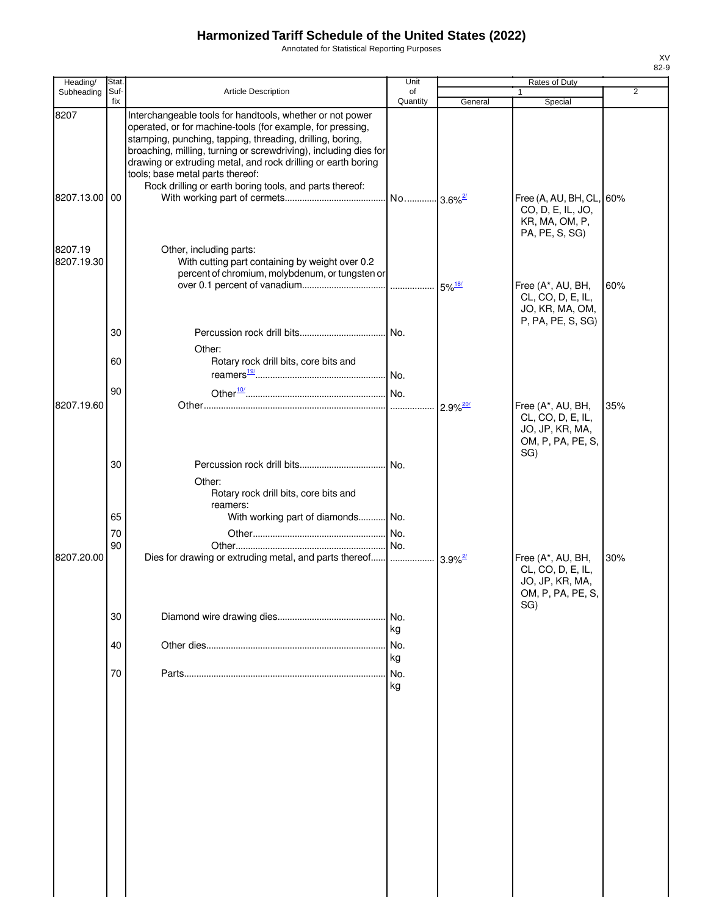# Harmonized Tariff Schedule of the United States (2022)

Annotated for Statistical Reporting Purposes

| Heading/ Subheading | Stat. Suf- fix | Article Description | Unit of Quantity | Rates of Duty | | |
|---|---|---|---|---|---|---|
| | | | | 1 | | 2 |
| | | | | General | Special | |
| 8207 | | Interchangeable tools for handtools, whether or not power operated, or for machine-tools (for example, for pressing, stamping, punching, tapping, threading, drilling, boring, broaching, milling, turning or screwdriving), including dies for drawing or extruding metal, and rock drilling or earth boring tools; base metal parts thereof: | | | | |
| | | Rock drilling or earth boring tools, and parts thereof: | | | | |
| 8207.13.00 | 00 | With working part of cermets | No. | 3.6% [2/] | Free (A, AU, BH, CL, CO, D, E, IL, JO, KR, MA, OM, P, PA, PE, S, SG) | 60% |
| 8207.19 | | Other, including parts: | | | | |
| 8207.19.30 | | With cutting part containing by weight over 0.2 percent of chromium, molybdenum, or tungsten or over 0.1 percent of vanadium | | 5% [18/] | Free (A*, AU, BH, CL, CO, D, E, IL, JO, KR, MA, OM, P, PA, PE, S, SG) | 60% |
| | 30 | Percussion rock drill bits | No. | | | |
| | | Other: | | | | |
| | 60 | Rotary rock drill bits, core bits and reamers [19/] | No. | | | |
| | 90 | Other [10/] | No. | | | |
| 8207.19.60 | | Other | | 2.9% [20/] | Free (A*, AU, BH, CL, CO, D, E, IL, JO, JP, KR, MA, OM, P, PA, PE, S, SG) | 35% |
| | 30 | Percussion rock drill bits | No. | | | |
| | | Other: | | | | |
| | | Rotary rock drill bits, core bits and reamers: | | | | |
| | 65 | With working part of diamonds | No. | | | |
| | 70 | Other | No. | | | |
| | 90 | Other | No. | | | |
| 8207.20.00 | | Dies for drawing or extruding metal, and parts thereof | | 3.9% [2/] | Free (A*, AU, BH, CL, CO, D, E, IL, JO, JP, KR, MA, OM, P, PA, PE, S, SG) | 30% |
| | 30 | Diamond wire drawing dies | No. kg | | | |
| | 40 | Other dies | No. kg | | | |
| | 70 | Parts | No. kg | | | |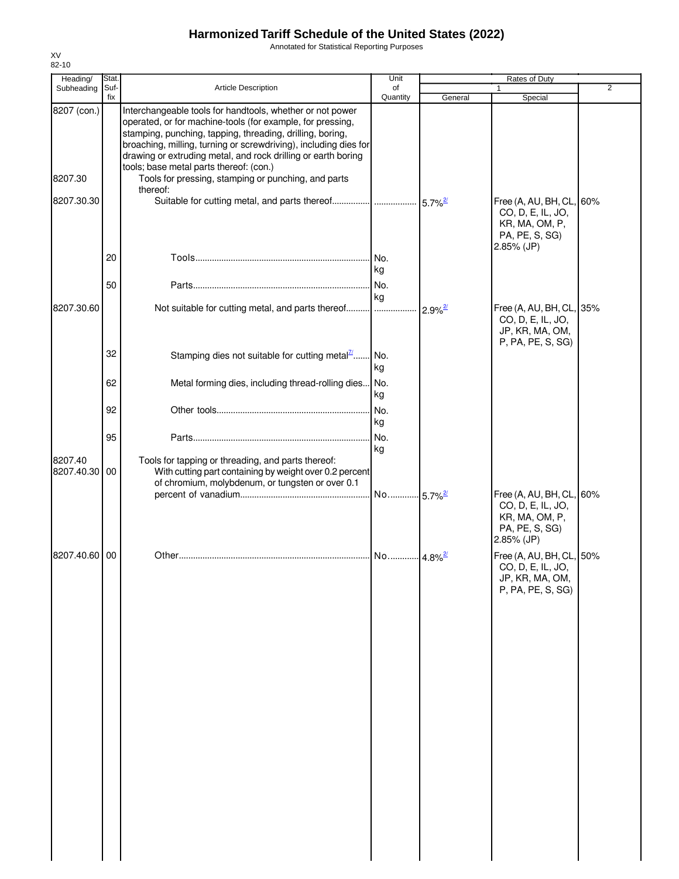# Harmonized Tariff Schedule of the United States (2022)

Annotated for Statistical Reporting Purposes

XV
82-10

| Heading/ Subheading | Stat. Suf- fix | Article Description | Unit of Quantity | Rates of Duty 1 General | Special | 2 |
|---|---|---|---|---|---|---|
| 8207 (con.) | | Interchangeable tools for handtools, whether or not power operated, or for machine-tools (for example, for pressing, stamping, punching, tapping, threading, drilling, boring, broaching, milling, turning or screwdriving), including dies for drawing or extruding metal, and rock drilling or earth boring tools; base metal parts thereof: (con.) | | | | |
| 8207.30 | | Tools for pressing, stamping or punching, and parts thereof: | | | | |
| 8207.30.30 | | Suitable for cutting metal, and parts thereof | | 5.7%[2/] | Free (A, AU, BH, CL, CO, D, E, IL, JO, KR, MA, OM, P, PA, PE, S, SG) 2.85% (JP) | 60% |
| | 20 | Tools | No. kg | | | |
| | 50 | Parts | No. kg | | | |
| 8207.30.60 | | Not suitable for cutting metal, and parts thereof | | 2.9%[2/] | Free (A, AU, BH, CL, CO, D, E, IL, JO, JP, KR, MA, OM, P, PA, PE, S, SG) | 35% |
| | 32 | Stamping dies not suitable for cutting metal[7/] | No. kg | | | |
| | 62 | Metal forming dies, including thread-rolling dies | No. kg | | | |
| | 92 | Other tools | No. kg | | | |
| | 95 | Parts | No. kg | | | |
| 8207.40 | | Tools for tapping or threading, and parts thereof: | | | | |
| 8207.40.30 | 00 | With cutting part containing by weight over 0.2 percent of chromium, molybdenum, or tungsten or over 0.1 percent of vanadium | No. | 5.7%[2/] | Free (A, AU, BH, CL, CO, D, E, IL, JO, KR, MA, OM, P, PA, PE, S, SG) 2.85% (JP) | 60% |
| 8207.40.60 | 00 | Other | No. | 4.8%[2/] | Free (A, AU, BH, CL, CO, D, E, IL, JO, JP, KR, MA, OM, P, PA, PE, S, SG) | 50% |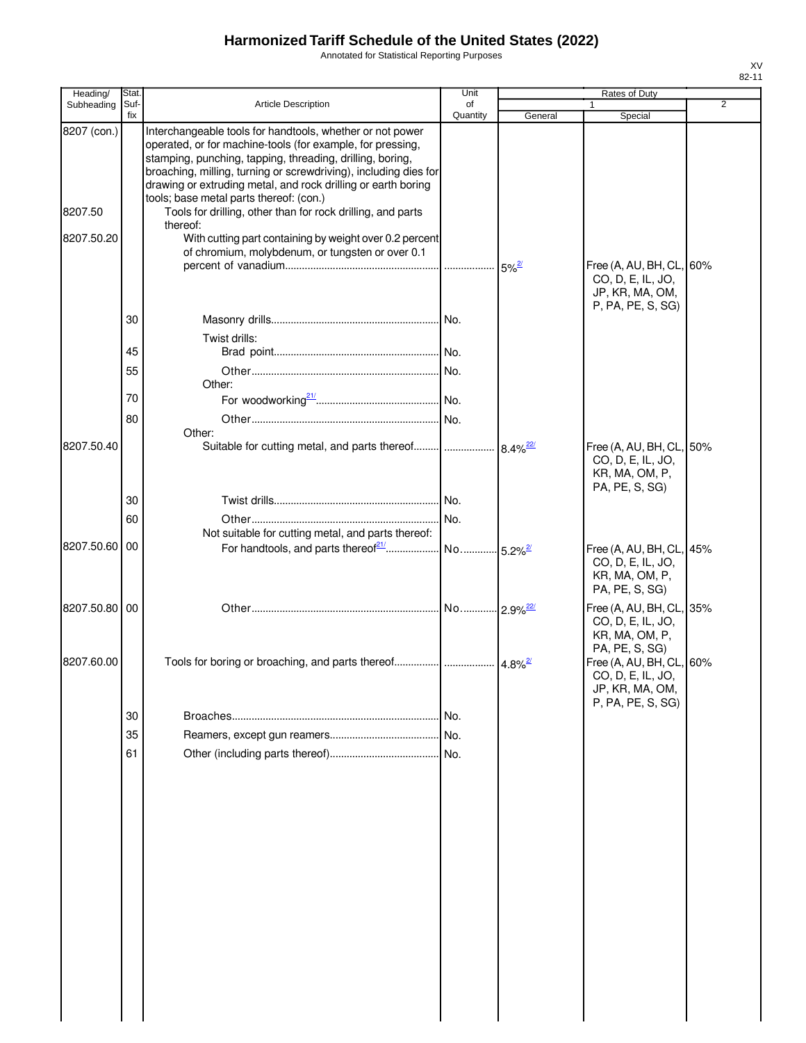# Harmonized Tariff Schedule of the United States (2022)

Annotated for Statistical Reporting Purposes

| Heading/ Subheading | Stat. Suf- fix | Article Description | Unit of Quantity | Rates of Duty 1 General | Rates of Duty 1 Special | Rates of Duty 2 |
|---|---|---|---|---|---|---|
| 8207 (con.) | | Interchangeable tools for handtools, whether or not power operated, or for machine-tools (for example, for pressing, stamping, punching, tapping, threading, drilling, boring, broaching, milling, turning or screwdriving), including dies for drawing or extruding metal, and rock drilling or earth boring tools; base metal parts thereof: (con.) | | | | |
| 8207.50 | | Tools for drilling, other than for rock drilling, and parts thereof: | | | | |
| 8207.50.20 | | With cutting part containing by weight over 0.2 percent of chromium, molybdenum, or tungsten or over 0.1 percent of vanadium | | 5%[2/] | Free (A, AU, BH, CL, CO, D, E, IL, JO, JP, KR, MA, OM, P, PA, PE, S, SG) | 60% |
| | 30 | Masonry drills | No. | | | |
| | | Twist drills: | | | | |
| | 45 | Brad point | No. | | | |
| | 55 | Other | No. | | | |
| | | Other: | | | | |
| | 70 | For woodworking[21/] | No. | | | |
| | 80 | Other | No. | | | |
| | | Other: | | | | |
| 8207.50.40 | | Suitable for cutting metal, and parts thereof | | 8.4%[22/] | Free (A, AU, BH, CL, CO, D, E, IL, JO, KR, MA, OM, P, PA, PE, S, SG) | 50% |
| | 30 | Twist drills | No. | | | |
| | 60 | Other | No. | | | |
| | | Not suitable for cutting metal, and parts thereof: | | | | |
| 8207.50.60 | 00 | For handtools, and parts thereof[21/] | No. | 5.2%[2/] | Free (A, AU, BH, CL, CO, D, E, IL, JO, KR, MA, OM, P, PA, PE, S, SG) | 45% |
| 8207.50.80 | 00 | Other | No. | 2.9%[22/] | Free (A, AU, BH, CL, CO, D, E, IL, JO, KR, MA, OM, P, PA, PE, S, SG) | 35% |
| 8207.60.00 | | Tools for boring or broaching, and parts thereof | | 4.8%[2/] | Free (A, AU, BH, CL, CO, D, E, IL, JO, JP, KR, MA, OM, P, PA, PE, S, SG) | 60% |
| | 30 | Broaches | No. | | | |
| | 35 | Reamers, except gun reamers | No. | | | |
| | 61 | Other (including parts thereof) | No. | | | |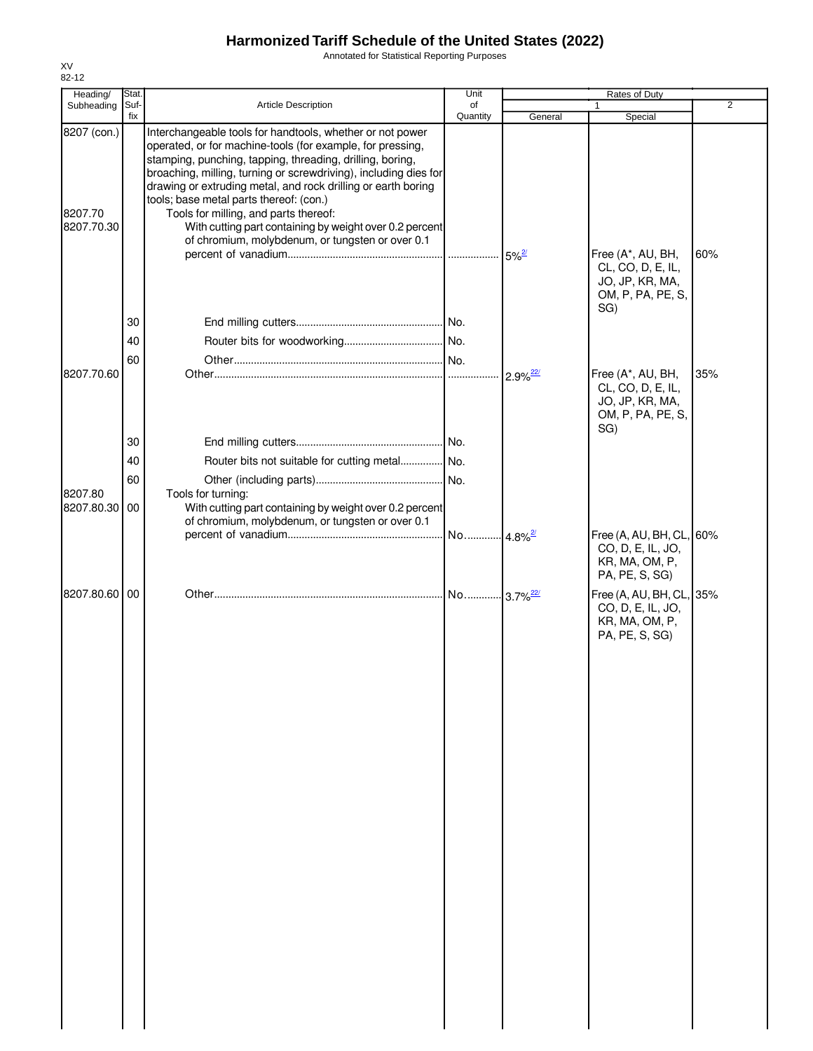# Harmonized Tariff Schedule of the United States (2022)

Annotated for Statistical Reporting Purposes

XV
82-12

| Heading/ Subheading | Stat. Suf- fix | Article Description | Unit of Quantity | Rates of Duty 1 General | Special | 2 |
|---|---|---|---|---|---|---|
| 8207 (con.) | | Interchangeable tools for handtools, whether or not power operated, or for machine-tools (for example, for pressing, stamping, punching, tapping, threading, drilling, boring, broaching, milling, turning or screwdriving), including dies for drawing or extruding metal, and rock drilling or earth boring tools; base metal parts thereof: (con.) | | | | |
| 8207.70 | | Tools for milling, and parts thereof: | | | | |
| 8207.70.30 | | With cutting part containing by weight over 0.2 percent of chromium, molybdenum, or tungsten or over 0.1 percent of vanadium | | 5%[2/] | Free (A*, AU, BH, CL, CO, D, E, IL, JO, JP, KR, MA, OM, P, PA, PE, S, SG) | 60% |
| | 30 | End milling cutters | No. | | | |
| | 40 | Router bits for woodworking | No. | | | |
| | 60 | Other | No. | | | |
| 8207.70.60 | | Other | | 2.9%[22/] | Free (A*, AU, BH, CL, CO, D, E, IL, JO, JP, KR, MA, OM, P, PA, PE, S, SG) | 35% |
| | 30 | End milling cutters | No. | | | |
| | 40 | Router bits not suitable for cutting metal | No. | | | |
| | 60 | Other (including parts) | No. | | | |
| 8207.80 | | Tools for turning: | | | | |
| 8207.80.30 | 00 | With cutting part containing by weight over 0.2 percent of chromium, molybdenum, or tungsten or over 0.1 percent of vanadium | No. | 4.8%[2/] | Free (A, AU, BH, CL, CO, D, E, IL, JO, KR, MA, OM, P, PA, PE, S, SG) | 60% |
| 8207.80.60 | 00 | Other | No. | 3.7%[22/] | Free (A, AU, BH, CL, CO, D, E, IL, JO, KR, MA, OM, P, PA, PE, S, SG) | 35% |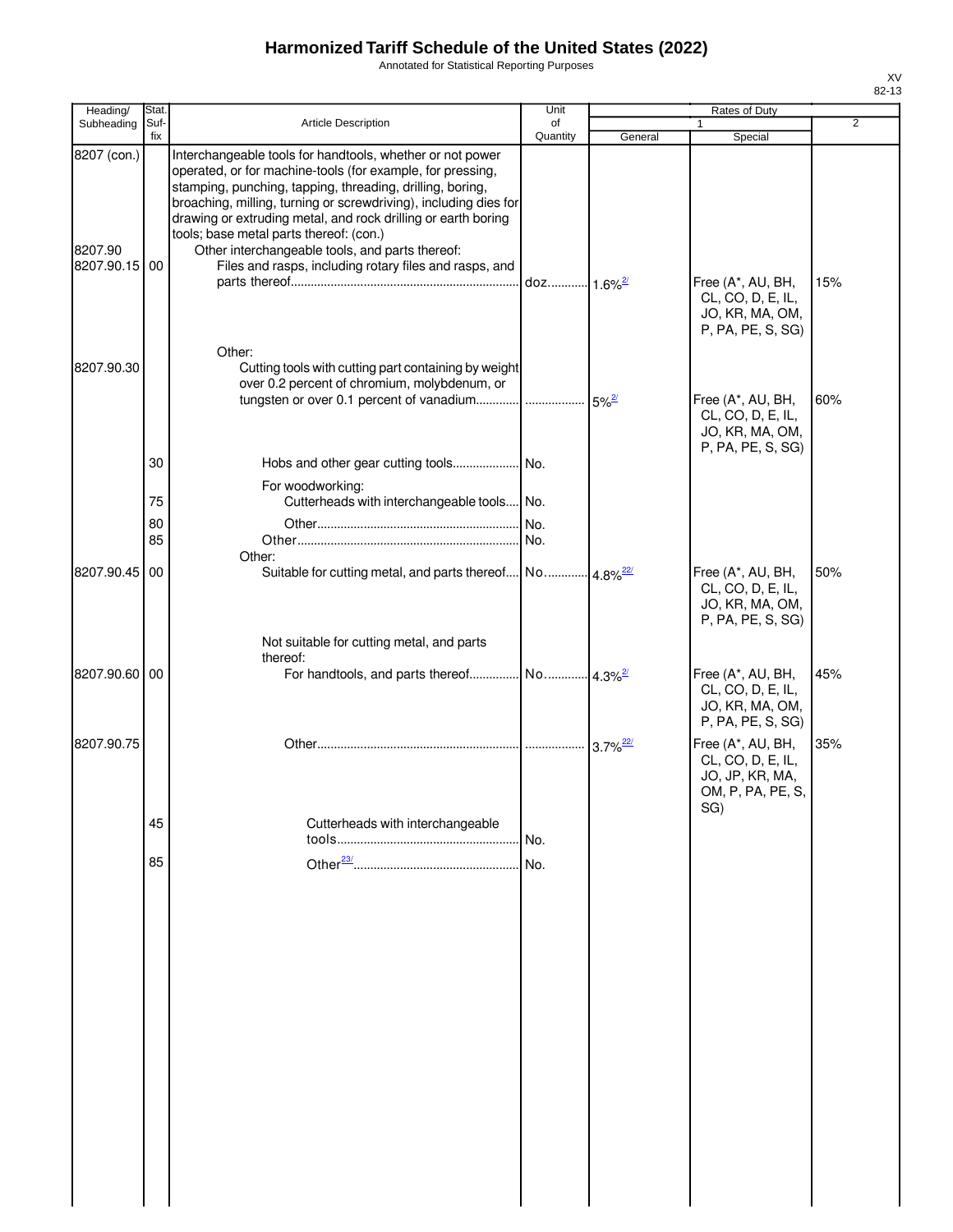# Harmonized Tariff Schedule of the United States (2022)

Annotated for Statistical Reporting Purposes

XV
82-13

| Heading/ Subheading | Stat. Suf- fix | Article Description | Unit of Quantity | Rates of Duty 1 General | Special | 2 |
|---|---|---|---|---|---|---|
| 8207 (con.) | | Interchangeable tools for handtools, whether or not power operated, or for machine-tools (for example, for pressing, stamping, punching, tapping, threading, drilling, boring, broaching, milling, turning or screwdriving), including dies for drawing or extruding metal, and rock drilling or earth boring tools; base metal parts thereof: (con.) | | | | |
| 8207.90 | | Other interchangeable tools, and parts thereof: | | | | |
| 8207.90.15 | 00 | Files and rasps, including rotary files and rasps, and parts thereof | doz. | 1.6%[2/] | Free (A*, AU, BH, CL, CO, D, E, IL, JO, KR, MA, OM, P, PA, PE, S, SG) | 15% |
| | | Other: | | | | |
| 8207.90.30 | | Cutting tools with cutting part containing by weight over 0.2 percent of chromium, molybdenum, or tungsten or over 0.1 percent of vanadium | | 5%[2/] | Free (A*, AU, BH, CL, CO, D, E, IL, JO, KR, MA, OM, P, PA, PE, S, SG) | 60% |
| | 30 | Hobs and other gear cutting tools | No. | | | |
| | | For woodworking: | | | | |
| | 75 | Cutterheads with interchangeable tools | No. | | | |
| | 80 | Other | No. | | | |
| | 85 | Other | No. | | | |
| | | Other: | | | | |
| 8207.90.45 | 00 | Suitable for cutting metal, and parts thereof | No. | 4.8%[22/] | Free (A*, AU, BH, CL, CO, D, E, IL, JO, KR, MA, OM, P, PA, PE, S, SG) | 50% |
| | | Not suitable for cutting metal, and parts thereof: | | | | |
| 8207.90.60 | 00 | For handtools, and parts thereof | No. | 4.3%[2/] | Free (A*, AU, BH, CL, CO, D, E, IL, JO, KR, MA, OM, P, PA, PE, S, SG) | 45% |
| 8207.90.75 | | Other | | 3.7%[22/] | Free (A*, AU, BH, CL, CO, D, E, IL, JO, JP, KR, MA, OM, P, PA, PE, S, SG) | 35% |
| | 45 | Cutterheads with interchangeable tools | No. | | | |
| | 85 | Other[23/] | No. | | | |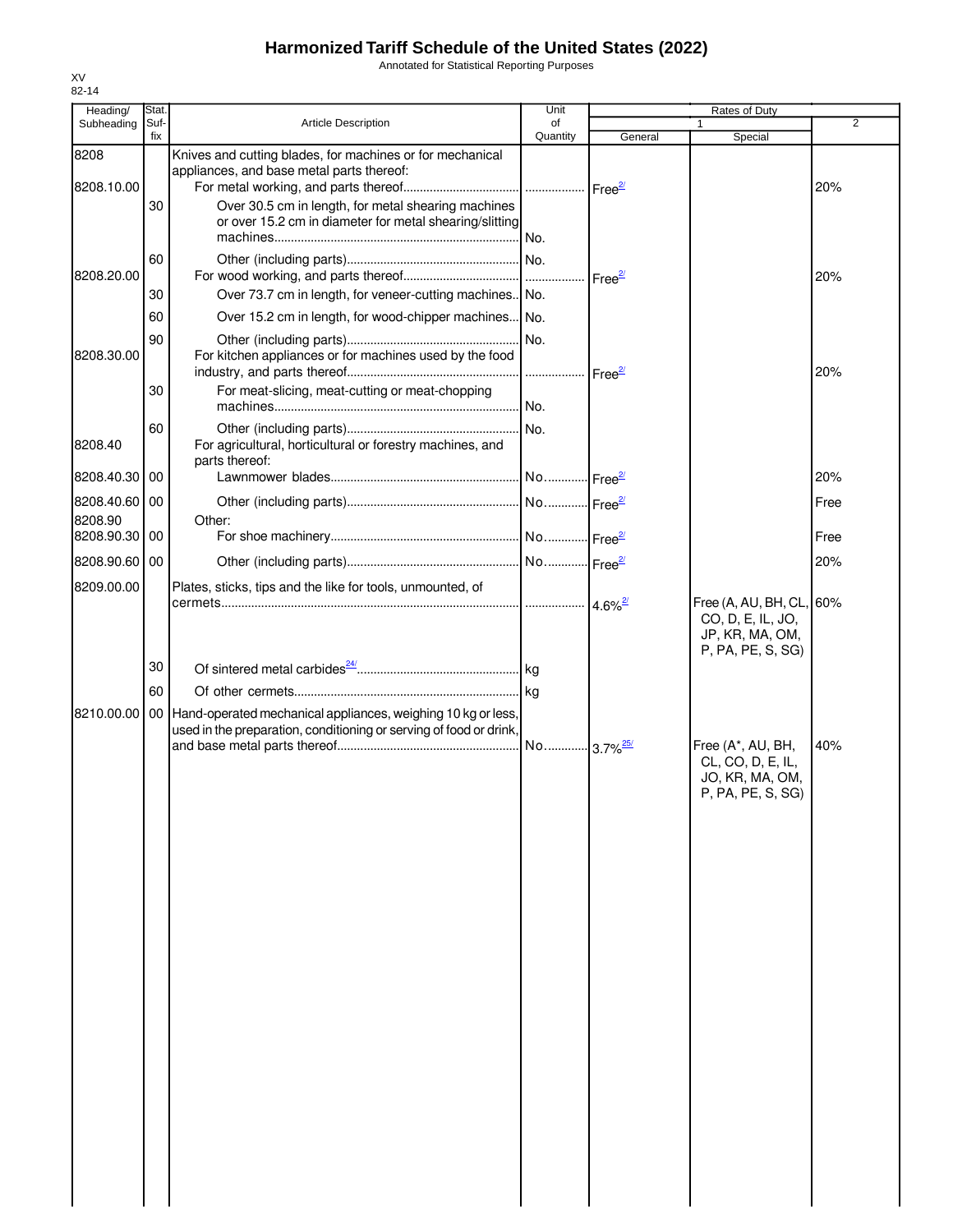# Harmonized Tariff Schedule of the United States (2022)

Annotated for Statistical Reporting Purposes

XV
82-14

| Heading/ Subheading | Stat. Suf- fix | Article Description | Unit of Quantity | Rates of Duty 1 General | Special | 2 |
|---|---|---|---|---|---|---|
| 8208 | | Knives and cutting blades, for machines or for mechanical appliances, and base metal parts thereof: | | | | |
| 8208.10.00 | | For metal working, and parts thereof | | Free[2/] | | 20% |
| | 30 | Over 30.5 cm in length, for metal shearing machines or over 15.2 cm in diameter for metal shearing/slitting machines | No. | | | |
| | 60 | Other (including parts) | No. | | | |
| 8208.20.00 | | For wood working, and parts thereof | | Free[2/] | | 20% |
| | 30 | Over 73.7 cm in length, for veneer-cutting machines | No. | | | |
| | 60 | Over 15.2 cm in length, for wood-chipper machines | No. | | | |
| | 90 | Other (including parts) | No. | | | |
| 8208.30.00 | | For kitchen appliances or for machines used by the food industry, and parts thereof | | Free[2/] | | 20% |
| | 30 | For meat-slicing, meat-cutting or meat-chopping machines | No. | | | |
| | 60 | Other (including parts) | No. | | | |
| 8208.40 | | For agricultural, horticultural or forestry machines, and parts thereof: | | | | |
| 8208.40.30 | 00 | Lawnmower blades | No. | Free[2/] | | 20% |
| 8208.40.60 | 00 | Other (including parts) | No. | Free[2/] | | Free |
| 8208.90 | | Other: | | | | |
| 8208.90.30 | 00 | For shoe machinery | No. | Free[2/] | | Free |
| 8208.90.60 | 00 | Other (including parts) | No. | Free[2/] | | 20% |
| 8209.00.00 | | Plates, sticks, tips and the like for tools, unmounted, of cermets | | 4.6%[2/] | Free (A, AU, BH, CL, CO, D, E, IL, JO, JP, KR, MA, OM, P, PA, PE, S, SG) | 60% |
| | 30 | Of sintered metal carbides[24/] | kg | | | |
| | 60 | Of other cermets | kg | | | |
| 8210.00.00 | 00 | Hand-operated mechanical appliances, weighing 10 kg or less, used in the preparation, conditioning or serving of food or drink, and base metal parts thereof | No. | 3.7%[25/] | Free (A*, AU, BH, CL, CO, D, E, IL, JO, KR, MA, OM, P, PA, PE, S, SG) | 40% |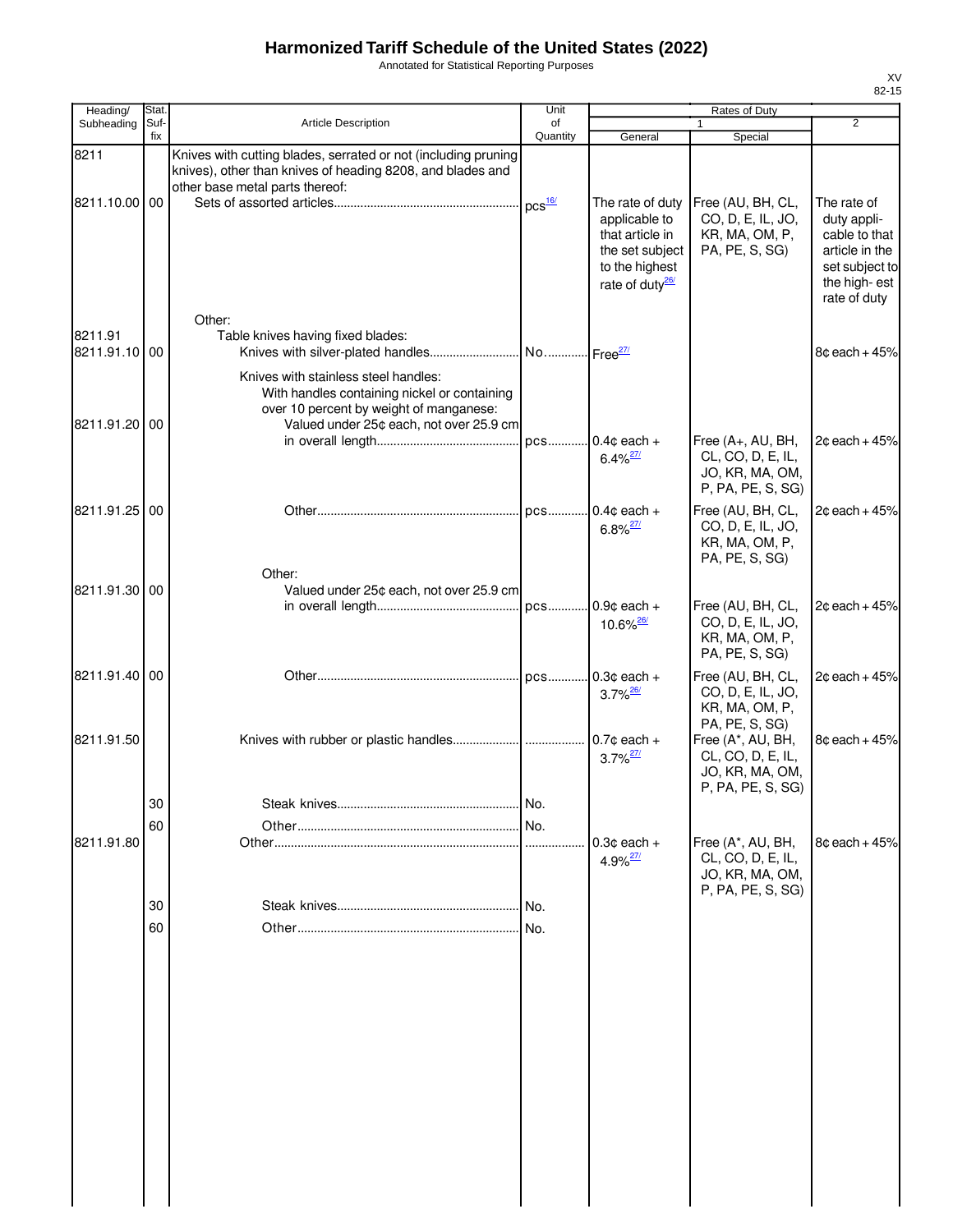# Harmonized Tariff Schedule of the United States (2022)

Annotated for Statistical Reporting Purposes

XV
82-15

| Heading/ Subheading | Stat. Suf-fix | Article Description | Unit of Quantity | Rates of Duty 1 General | Special | 2 |
|---|---|---|---|---|---|---|
| 8211 | | Knives with cutting blades, serrated or not (including pruning knives), other than knives of heading 8208, and blades and other base metal parts thereof: | | | | |
| 8211.10.00 | 00 | Sets of assorted articles | pcs[16/] | The rate of duty applicable to that article in the set subject to the highest rate of duty[26/] | Free (AU, BH, CL, CO, D, E, IL, JO, KR, MA, OM, P, PA, PE, S, SG) | The rate of duty appli-cable to that article in the set subject to the high- est rate of duty |
| | | Other: | | | | |
| 8211.91 | | Table knives having fixed blades: | | | | |
| 8211.91.10 | 00 | Knives with silver-plated handles | No. | Free[27/] | | 8¢ each + 45% |
| | | Knives with stainless steel handles: | | | | |
| | | With handles containing nickel or containing over 10 percent by weight of manganese: | | | | |
| 8211.91.20 | 00 | Valued under 25¢ each, not over 25.9 cm in overall length | pcs | 0.4¢ each + 6.4%[27/] | Free (A+, AU, BH, CL, CO, D, E, IL, JO, KR, MA, OM, P, PA, PE, S, SG) | 2¢ each + 45% |
| 8211.91.25 | 00 | Other | pcs | 0.4¢ each + 6.8%[27/] | Free (AU, BH, CL, CO, D, E, IL, JO, KR, MA, OM, P, PA, PE, S, SG) | 2¢ each + 45% |
| | | Other: | | | | |
| 8211.91.30 | 00 | Valued under 25¢ each, not over 25.9 cm in overall length | pcs | 0.9¢ each + 10.6%[26/] | Free (AU, BH, CL, CO, D, E, IL, JO, KR, MA, OM, P, PA, PE, S, SG) | 2¢ each + 45% |
| 8211.91.40 | 00 | Other | pcs | 0.3¢ each + 3.7%[26/] | Free (AU, BH, CL, CO, D, E, IL, JO, KR, MA, OM, P, PA, PE, S, SG) | 2¢ each + 45% |
| 8211.91.50 | | Knives with rubber or plastic handles | | 0.7¢ each + 3.7%[27/] | Free (A*, AU, BH, CL, CO, D, E, IL, JO, KR, MA, OM, P, PA, PE, S, SG) | 8¢ each + 45% |
| | 30 | Steak knives | No. | | | |
| | 60 | Other | No. | | | |
| 8211.91.80 | | Other | | 0.3¢ each + 4.9%[27/] | Free (A*, AU, BH, CL, CO, D, E, IL, JO, KR, MA, OM, P, PA, PE, S, SG) | 8¢ each + 45% |
| | 30 | Steak knives | No. | | | |
| | 60 | Other | No. | | | |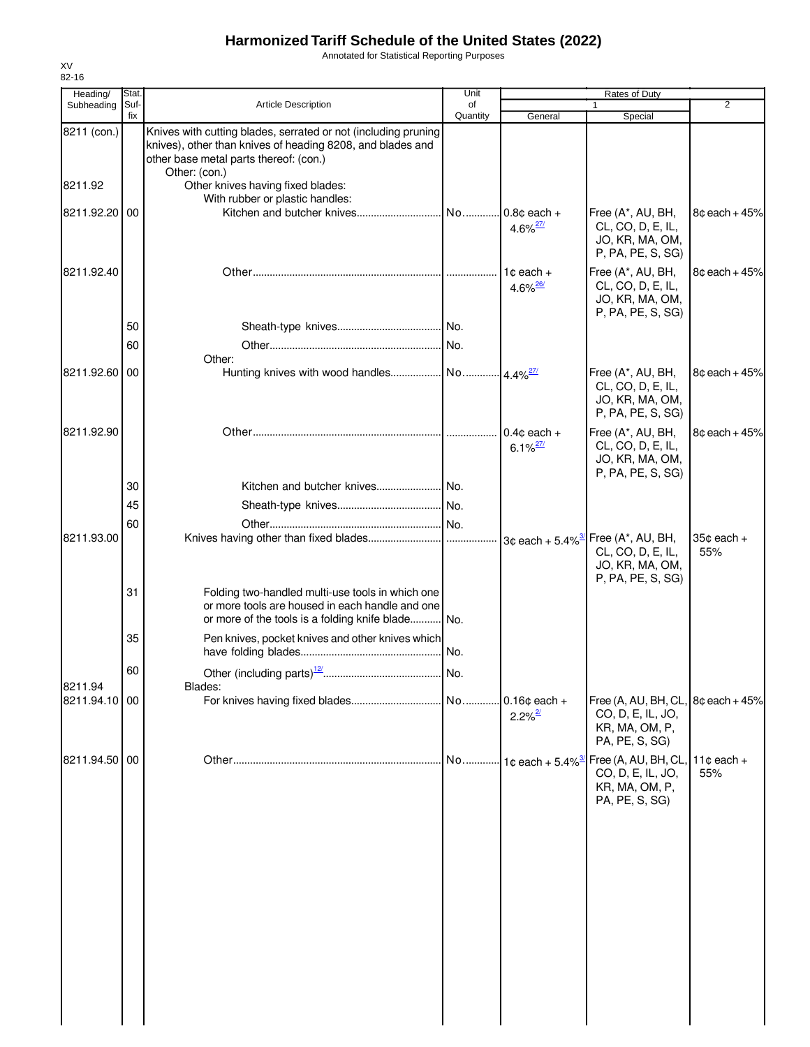# Harmonized Tariff Schedule of the United States (2022)

Annotated for Statistical Reporting Purposes

XV
82-16

| Heading/ Subheading | Stat. Suf- fix | Article Description | Unit of Quantity | Rates of Duty 1 General | Special | 2 |
|---|---|---|---|---|---|---|
| 8211 (con.) | | Knives with cutting blades, serrated or not (including pruning knives), other than knives of heading 8208, and blades and other base metal parts thereof: (con.) | | | | |
| | | Other: (con.) | | | | |
| 8211.92 | | Other knives having fixed blades: | | | | |
| | | With rubber or plastic handles: | | | | |
| 8211.92.20 | 00 | Kitchen and butcher knives | No. | 0.8¢ each + 4.6%[27/] | Free (A*, AU, BH, CL, CO, D, E, IL, JO, KR, MA, OM, P, PA, PE, S, SG) | 8¢ each + 45% |
| 8211.92.40 | | Other | | 1¢ each + 4.6%[26/] | Free (A*, AU, BH, CL, CO, D, E, IL, JO, KR, MA, OM, P, PA, PE, S, SG) | 8¢ each + 45% |
| | 50 | Sheath-type knives | No. | | | |
| | 60 | Other | No. | | | |
| | | Other: | | | | |
| 8211.92.60 | 00 | Hunting knives with wood handles | No. | 4.4%[27/] | Free (A*, AU, BH, CL, CO, D, E, IL, JO, KR, MA, OM, P, PA, PE, S, SG) | 8¢ each + 45% |
| 8211.92.90 | | Other | | 0.4¢ each + 6.1%[27/] | Free (A*, AU, BH, CL, CO, D, E, IL, JO, KR, MA, OM, P, PA, PE, S, SG) | 8¢ each + 45% |
| | 30 | Kitchen and butcher knives | No. | | | |
| | 45 | Sheath-type knives | No. | | | |
| | 60 | Other | No. | | | |
| 8211.93.00 | | Knives having other than fixed blades | | 3¢ each + 5.4%[3/] | Free (A*, AU, BH, CL, CO, D, E, IL, JO, KR, MA, OM, P, PA, PE, S, SG) | 35¢ each + 55% |
| | 31 | Folding two-handled multi-use tools in which one or more tools are housed in each handle and one or more of the tools is a folding knife blade | No. | | | |
| | 35 | Pen knives, pocket knives and other knives which have folding blades | No. | | | |
| | 60 | Other (including parts)[12/] | No. | | | |
| 8211.94 | | Blades: | | | | |
| 8211.94.10 | 00 | For knives having fixed blades | No. | 0.16¢ each + 2.2%[2/] | Free (A, AU, BH, CL, CO, D, E, IL, JO, KR, MA, OM, P, PA, PE, S, SG) | 8¢ each + 45% |
| 8211.94.50 | 00 | Other | No. | 1¢ each + 5.4%[3/] | Free (A, AU, BH, CL, CO, D, E, IL, JO, KR, MA, OM, P, PA, PE, S, SG) | 11¢ each + 55% |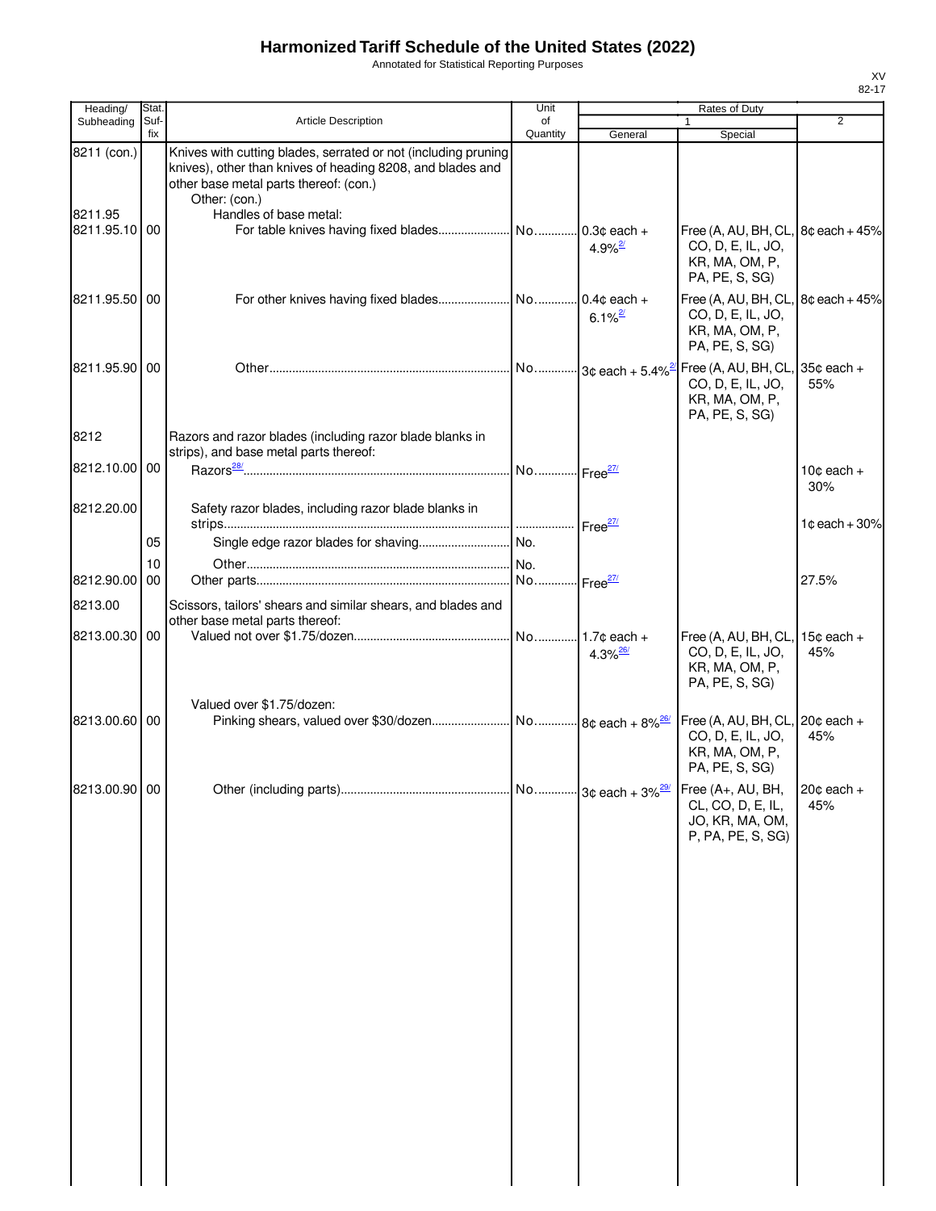# Harmonized Tariff Schedule of the United States (2022)

Annotated for Statistical Reporting Purposes

XV
82-17

| Heading/ Subheading | Stat. Suf-fix | Article Description | Unit of Quantity | Rates of Duty 1 General | Rates of Duty 1 Special | Rates of Duty 2 |
|---|---|---|---|---|---|---|
| 8211 (con.) | | Knives with cutting blades, serrated or not (including pruning knives), other than knives of heading 8208, and blades and other base metal parts thereof: (con.) | | | | |
| | | Other: (con.) | | | | |
| 8211.95 | | Handles of base metal: | | | | |
| 8211.95.10 | 00 | For table knives having fixed blades | No. | 0.3¢ each + 4.9%[2/] | Free (A, AU, BH, CL, CO, D, E, IL, JO, KR, MA, OM, P, PA, PE, S, SG) | 8¢ each + 45% |
| 8211.95.50 | 00 | For other knives having fixed blades | No. | 0.4¢ each + 6.1%[2/] | Free (A, AU, BH, CL, CO, D, E, IL, JO, KR, MA, OM, P, PA, PE, S, SG) | 8¢ each + 45% |
| 8211.95.90 | 00 | Other | No. | 3¢ each + 5.4%[2/] | Free (A, AU, BH, CL, CO, D, E, IL, JO, KR, MA, OM, P, PA, PE, S, SG) | 35¢ each + 55% |
| 8212 | | Razors and razor blades (including razor blade blanks in strips), and base metal parts thereof: | | | | |
| 8212.10.00 | 00 | Razors[28/] | No. | Free[27/] | | 10¢ each + 30% |
| 8212.20.00 | | Safety razor blades, including razor blade blanks in strips | | Free[27/] | | 1¢ each + 30% |
| | 05 | Single edge razor blades for shaving | No. | | | |
| | 10 | Other | No. | | | |
| 8212.90.00 | 00 | Other parts | No. | Free[27/] | | 27.5% |
| 8213.00 | | Scissors, tailors' shears and similar shears, and blades and other base metal parts thereof: | | | | |
| 8213.00.30 | 00 | Valued not over $1.75/dozen | No. | 1.7¢ each + 4.3%[26/] | Free (A, AU, BH, CL, CO, D, E, IL, JO, KR, MA, OM, P, PA, PE, S, SG) | 15¢ each + 45% |
| | | Valued over $1.75/dozen: | | | | |
| 8213.00.60 | 00 | Pinking shears, valued over $30/dozen | No. | 8¢ each + 8%[26/] | Free (A, AU, BH, CL, CO, D, E, IL, JO, KR, MA, OM, P, PA, PE, S, SG) | 20¢ each + 45% |
| 8213.00.90 | 00 | Other (including parts) | No. | 3¢ each + 3%[29/] | Free (A+, AU, BH, CL, CO, D, E, IL, JO, KR, MA, OM, P, PA, PE, S, SG) | 20¢ each + 45% |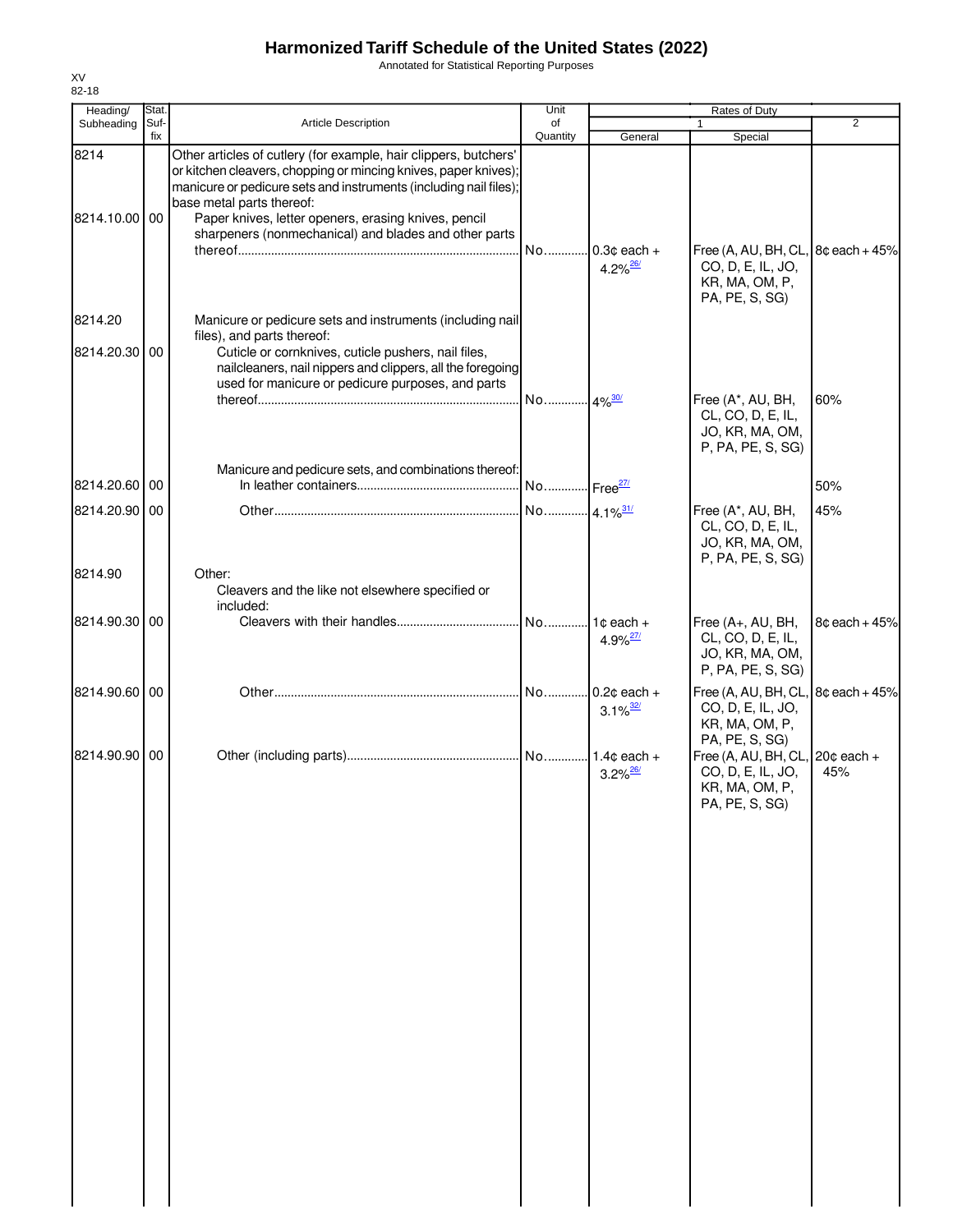# Harmonized Tariff Schedule of the United States (2022)

Annotated for Statistical Reporting Purposes

XV
82-18

| Heading/ Subheading | Stat. Suf- fix | Article Description | Unit of Quantity | Rates of Duty 1 General | Special | 2 |
|---|---|---|---|---|---|---|
| 8214 | | Other articles of cutlery (for example, hair clippers, butchers' or kitchen cleavers, chopping or mincing knives, paper knives); manicure or pedicure sets and instruments (including nail files); base metal parts thereof: | | | | |
| 8214.10.00 | 00 | Paper knives, letter openers, erasing knives, pencil sharpeners (nonmechanical) and blades and other parts thereof | No. | 0.3¢ each + 4.2%[26/] | Free (A, AU, BH, CL, CO, D, E, IL, JO, KR, MA, OM, P, PA, PE, S, SG) | 8¢ each + 45% |
| 8214.20 | | Manicure or pedicure sets and instruments (including nail files), and parts thereof: | | | | |
| 8214.20.30 | 00 | Cuticle or cornknives, cuticle pushers, nail files, nailcleaners, nail nippers and clippers, all the foregoing used for manicure or pedicure purposes, and parts thereof | No. | 4%[30/] | Free (A*, AU, BH, CL, CO, D, E, IL, JO, KR, MA, OM, P, PA, PE, S, SG) | 60% |
| | | Manicure and pedicure sets, and combinations thereof: | | | | |
| 8214.20.60 | 00 | In leather containers | No. | Free[27/] | | 50% |
| 8214.20.90 | 00 | Other | No. | 4.1%[31/] | Free (A*, AU, BH, CL, CO, D, E, IL, JO, KR, MA, OM, P, PA, PE, S, SG) | 45% |
| 8214.90 | | Other: | | | | |
| | | Cleavers and the like not elsewhere specified or included: | | | | |
| 8214.90.30 | 00 | Cleavers with their handles | No. | 1¢ each + 4.9%[27/] | Free (A+, AU, BH, CL, CO, D, E, IL, JO, KR, MA, OM, P, PA, PE, S, SG) | 8¢ each + 45% |
| 8214.90.60 | 00 | Other | No. | 0.2¢ each + 3.1%[32/] | Free (A, AU, BH, CL, CO, D, E, IL, JO, KR, MA, OM, P, PA, PE, S, SG) | 8¢ each + 45% |
| 8214.90.90 | 00 | Other (including parts) | No. | 1.4¢ each + 3.2%[26/] | Free (A, AU, BH, CL, CO, D, E, IL, JO, KR, MA, OM, P, PA, PE, S, SG) | 20¢ each + 45% |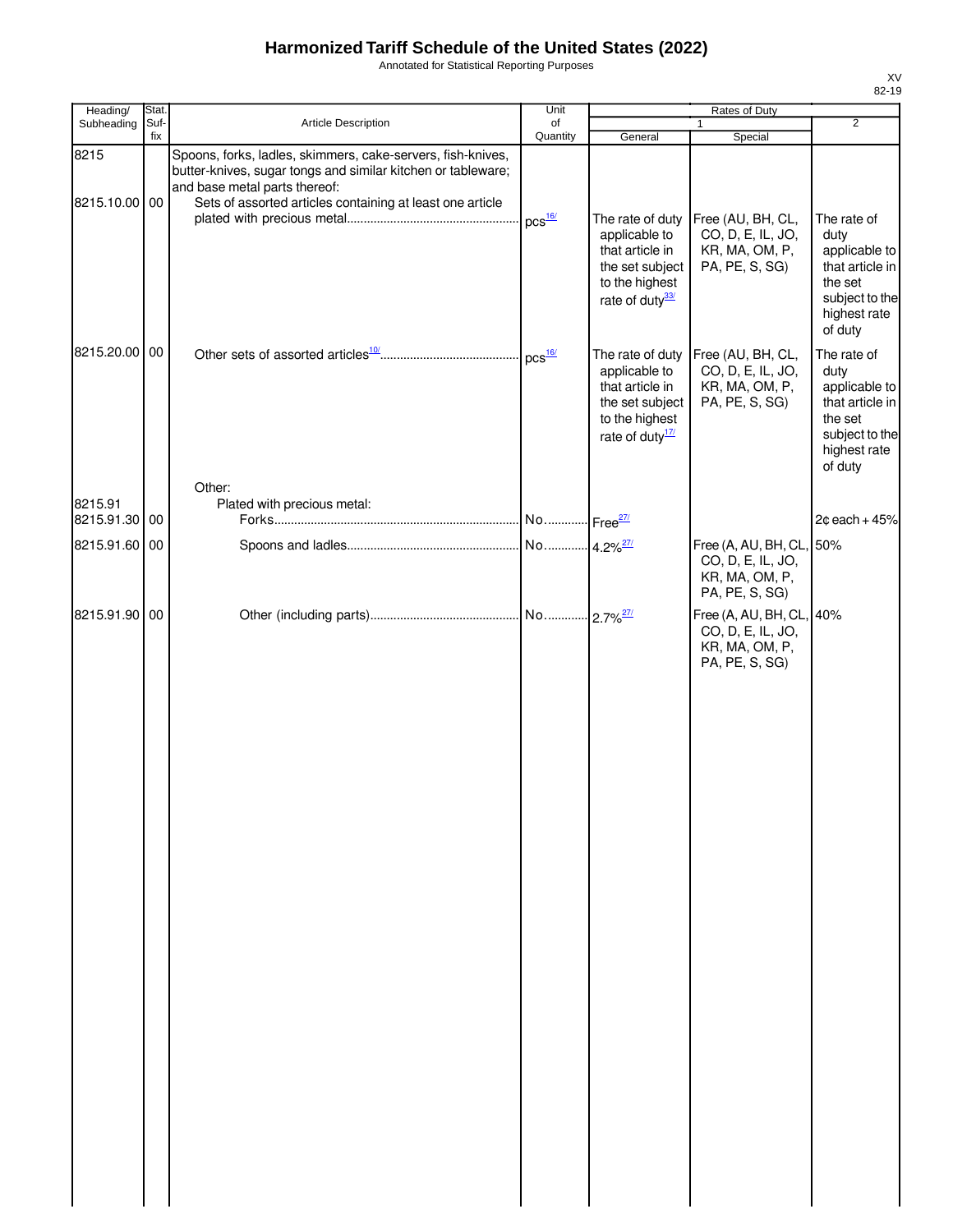# Harmonized Tariff Schedule of the United States (2022)

Annotated for Statistical Reporting Purposes

XV
82-19

| Heading/ Subheading | Stat. Suf- fix | Article Description | Unit of Quantity | Rates of Duty 1 General | Rates of Duty 1 Special | Rates of Duty 2 |
|---|---|---|---|---|---|---|
| 8215 | | Spoons, forks, ladles, skimmers, cake-servers, fish-knives, butter-knives, sugar tongs and similar kitchen or tableware; and base metal parts thereof: | | | | |
| 8215.10.00 | 00 | Sets of assorted articles containing at least one article plated with precious metal | pcs[16/] | The rate of duty applicable to that article in the set subject to the highest rate of duty[33/] | Free (AU, BH, CL, CO, D, E, IL, JO, KR, MA, OM, P, PA, PE, S, SG) | The rate of duty applicable to that article in the set subject to the highest rate of duty |
| 8215.20.00 | 00 | Other sets of assorted articles[10/] | pcs[16/] | The rate of duty applicable to that article in the set subject to the highest rate of duty[17/] | Free (AU, BH, CL, CO, D, E, IL, JO, KR, MA, OM, P, PA, PE, S, SG) | The rate of duty applicable to that article in the set subject to the highest rate of duty |
| | | Other: | | | | |
| 8215.91 | | Plated with precious metal: | | | | |
| 8215.91.30 | 00 | Forks | No. | Free[27/] | | 2¢ each + 45% |
| 8215.91.60 | 00 | Spoons and ladles | No. | 4.2%[27/] | Free (A, AU, BH, CL, CO, D, E, IL, JO, KR, MA, OM, P, PA, PE, S, SG) | 50% |
| 8215.91.90 | 00 | Other (including parts) | No. | 2.7%[27/] | Free (A, AU, BH, CL, CO, D, E, IL, JO, KR, MA, OM, P, PA, PE, S, SG) | 40% |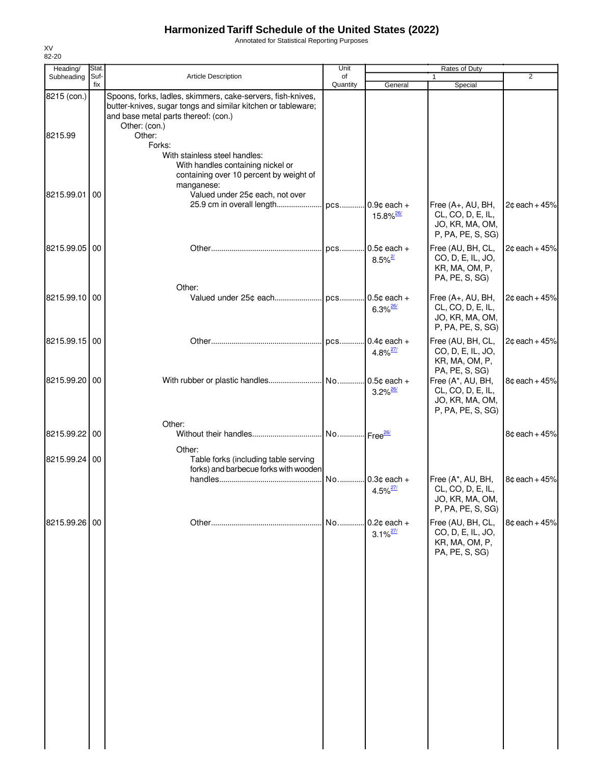# Harmonized Tariff Schedule of the United States (2022)

Annotated for Statistical Reporting Purposes

XV
82-20

| Heading/ Subheading | Stat. Suf- fix | Article Description | Unit of Quantity | Rates of Duty 1 General | Special | 2 |
|---|---|---|---|---|---|---|
| 8215 (con.) | | Spoons, forks, ladles, skimmers, cake-servers, fish-knives, butter-knives, sugar tongs and similar kitchen or tableware; and base metal parts thereof: (con.) | | | | |
| | | Other: (con.) | | | | |
| 8215.99 | | Other: | | | | |
| | | Forks: | | | | |
| | | With stainless steel handles: | | | | |
| | | With handles containing nickel or containing over 10 percent by weight of manganese: | | | | |
| 8215.99.01 | 00 | Valued under 25¢ each, not over 25.9 cm in overall length | pcs | 0.9¢ each + 15.8%[26/] | Free (A+, AU, BH, CL, CO, D, E, IL, JO, KR, MA, OM, P, PA, PE, S, SG) | 2¢ each + 45% |
| 8215.99.05 | 00 | Other | pcs | 0.5¢ each + 8.5%[2/] | Free (AU, BH, CL, CO, D, E, IL, JO, KR, MA, OM, P, PA, PE, S, SG) | 2¢ each + 45% |
| | | Other: | | | | |
| 8215.99.10 | 00 | Valued under 25¢ each | pcs | 0.5¢ each + 6.3%[26/] | Free (A+, AU, BH, CL, CO, D, E, IL, JO, KR, MA, OM, P, PA, PE, S, SG) | 2¢ each + 45% |
| 8215.99.15 | 00 | Other | pcs | 0.4¢ each + 4.8%[27/] | Free (AU, BH, CL, CO, D, E, IL, JO, KR, MA, OM, P, PA, PE, S, SG) | 2¢ each + 45% |
| 8215.99.20 | 00 | With rubber or plastic handles | No | 0.5¢ each + 3.2%[26/] | Free (A*, AU, BH, CL, CO, D, E, IL, JO, KR, MA, OM, P, PA, PE, S, SG) | 8¢ each + 45% |
| | | Other: | | | | |
| 8215.99.22 | 00 | Without their handles | No | Free[26/] | | 8¢ each + 45% |
| | | Other: | | | | |
| 8215.99.24 | 00 | Table forks (including table serving forks) and barbecue forks with wooden handles | No | 0.3¢ each + 4.5%[27/] | Free (A*, AU, BH, CL, CO, D, E, IL, JO, KR, MA, OM, P, PA, PE, S, SG) | 8¢ each + 45% |
| 8215.99.26 | 00 | Other | No | 0.2¢ each + 3.1%[27/] | Free (AU, BH, CL, CO, D, E, IL, JO, KR, MA, OM, P, PA, PE, S, SG) | 8¢ each + 45% |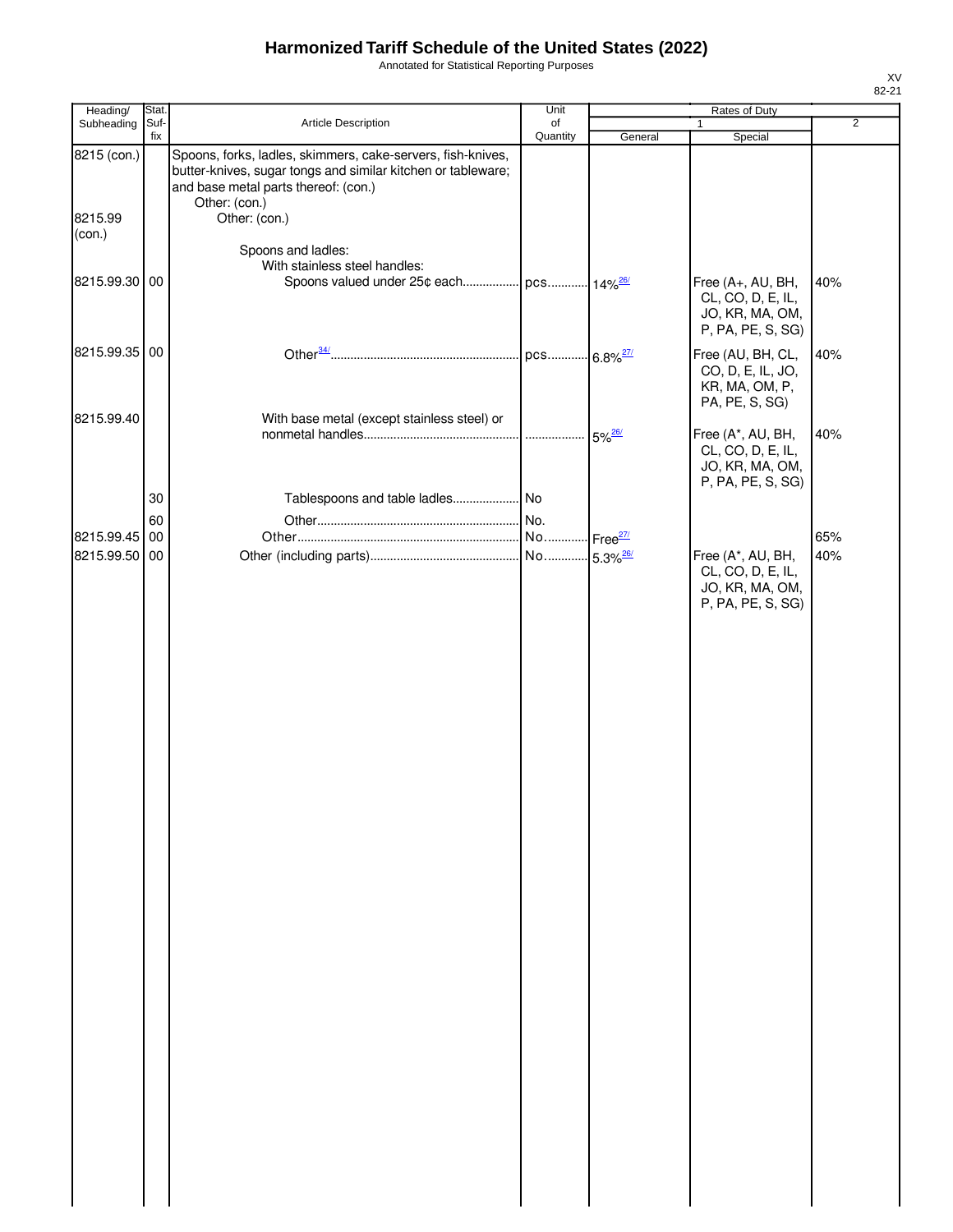# Harmonized Tariff Schedule of the United States (2022)

Annotated for Statistical Reporting Purposes

| Heading/ Subheading | Stat. Suf-fix | Article Description | Unit of Quantity | Rates of Duty 1 General | Rates of Duty 1 Special | Rates of Duty 2 |
|---|---|---|---|---|---|---|
| 8215 (con.) | | Spoons, forks, ladles, skimmers, cake-servers, fish-knives, butter-knives, sugar tongs and similar kitchen or tableware; and base metal parts thereof: (con.) | | | | |
| | | Other: (con.) | | | | |
| 8215.99 (con.) | | Other: (con.) | | | | |
| | | Spoons and ladles: | | | | |
| | | With stainless steel handles: | | | | |
| 8215.99.30 | 00 | Spoons valued under 25¢ each | pcs | 14%[26/] | Free (A+, AU, BH, CL, CO, D, E, IL, JO, KR, MA, OM, P, PA, PE, S, SG) | 40% |
| 8215.99.35 | 00 | Other[34/] | pcs | 6.8%[27/] | Free (AU, BH, CL, CO, D, E, IL, JO, KR, MA, OM, P, PA, PE, S, SG) | 40% |
| 8215.99.40 | | With base metal (except stainless steel) or nonmetal handles | | 5%[26/] | Free (A*, AU, BH, CL, CO, D, E, IL, JO, KR, MA, OM, P, PA, PE, S, SG) | 40% |
| | 30 | Tablespoons and table ladles | No | | | |
| | 60 | Other | No. | | | |
| 8215.99.45 | 00 | Other | No | Free[27/] | | 65% |
| 8215.99.50 | 00 | Other (including parts) | No | 5.3%[26/] | Free (A*, AU, BH, CL, CO, D, E, IL, JO, KR, MA, OM, P, PA, PE, S, SG) | 40% |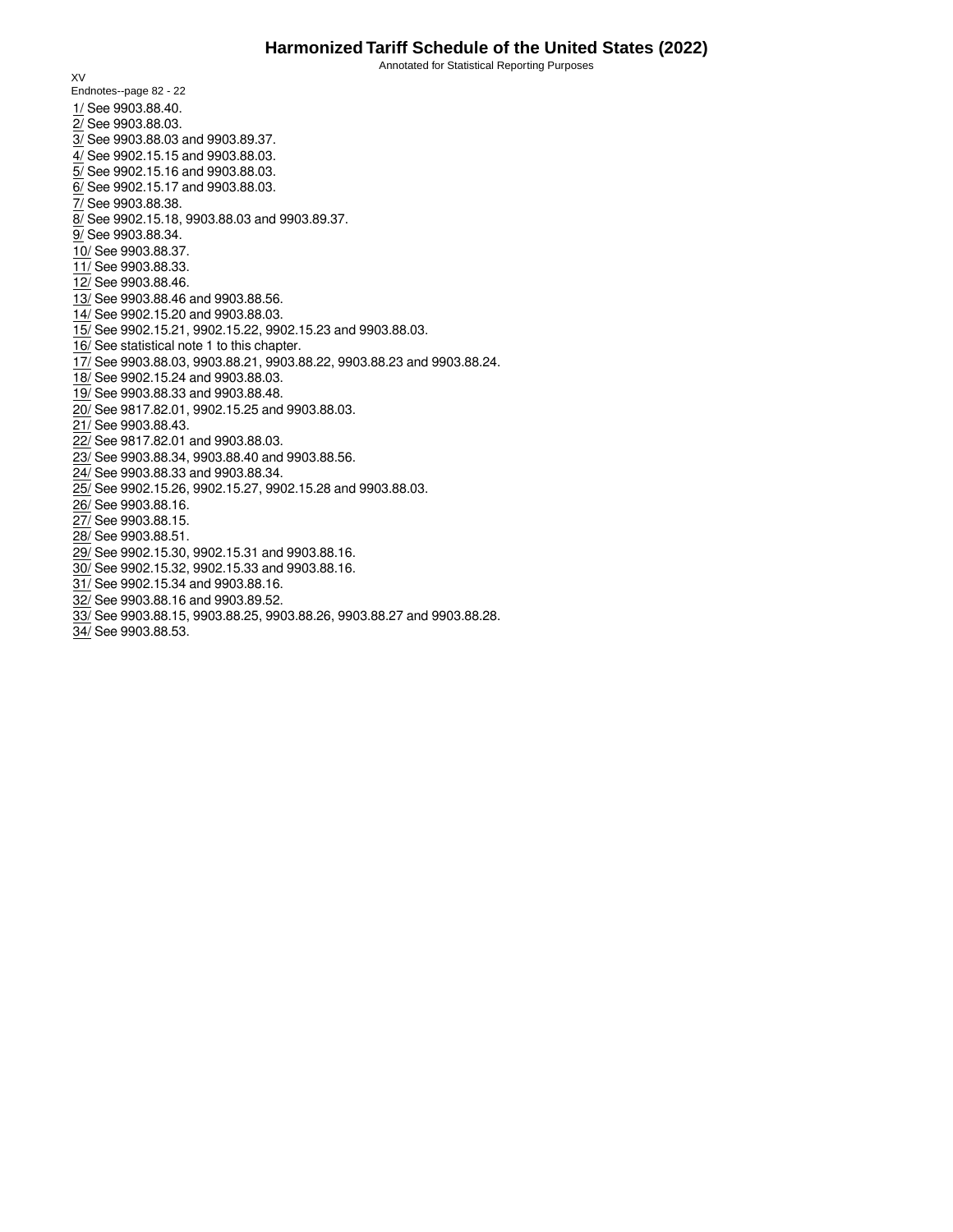XV

Endnotes--page 82 - 22

1/ See 9903.88.40.
2/ See 9903.88.03.
3/ See 9903.88.03 and 9903.89.37.
4/ See 9902.15.15 and 9903.88.03.
5/ See 9902.15.16 and 9903.88.03.
6/ See 9902.15.17 and 9903.88.03.
7/ See 9903.88.38.
8/ See 9902.15.18, 9903.88.03 and 9903.89.37.
9/ See 9903.88.34.
10/ See 9903.88.37.
11/ See 9903.88.33.
12/ See 9903.88.46.
13/ See 9903.88.46 and 9903.88.56.
14/ See 9902.15.20 and 9903.88.03.
15/ See 9902.15.21, 9902.15.22, 9902.15.23 and 9903.88.03.
16/ See statistical note 1 to this chapter.
17/ See 9903.88.03, 9903.88.21, 9903.88.22, 9903.88.23 and 9903.88.24.
18/ See 9902.15.24 and 9903.88.03.
19/ See 9903.88.33 and 9903.88.48.
20/ See 9817.82.01, 9902.15.25 and 9903.88.03.
21/ See 9903.88.43.
22/ See 9817.82.01 and 9903.88.03.
23/ See 9903.88.34, 9903.88.40 and 9903.88.56.
24/ See 9903.88.33 and 9903.88.34.
25/ See 9902.15.26, 9902.15.27, 9902.15.28 and 9903.88.03.
26/ See 9903.88.16.
27/ See 9903.88.15.
28/ See 9903.88.51.
29/ See 9902.15.30, 9902.15.31 and 9903.88.16.
30/ See 9902.15.32, 9902.15.33 and 9903.88.16.
31/ See 9902.15.34 and 9903.88.16.
32/ See 9903.88.16 and 9903.89.52.
33/ See 9903.88.15, 9903.88.25, 9903.88.26, 9903.88.27 and 9903.88.28.
34/ See 9903.88.53.